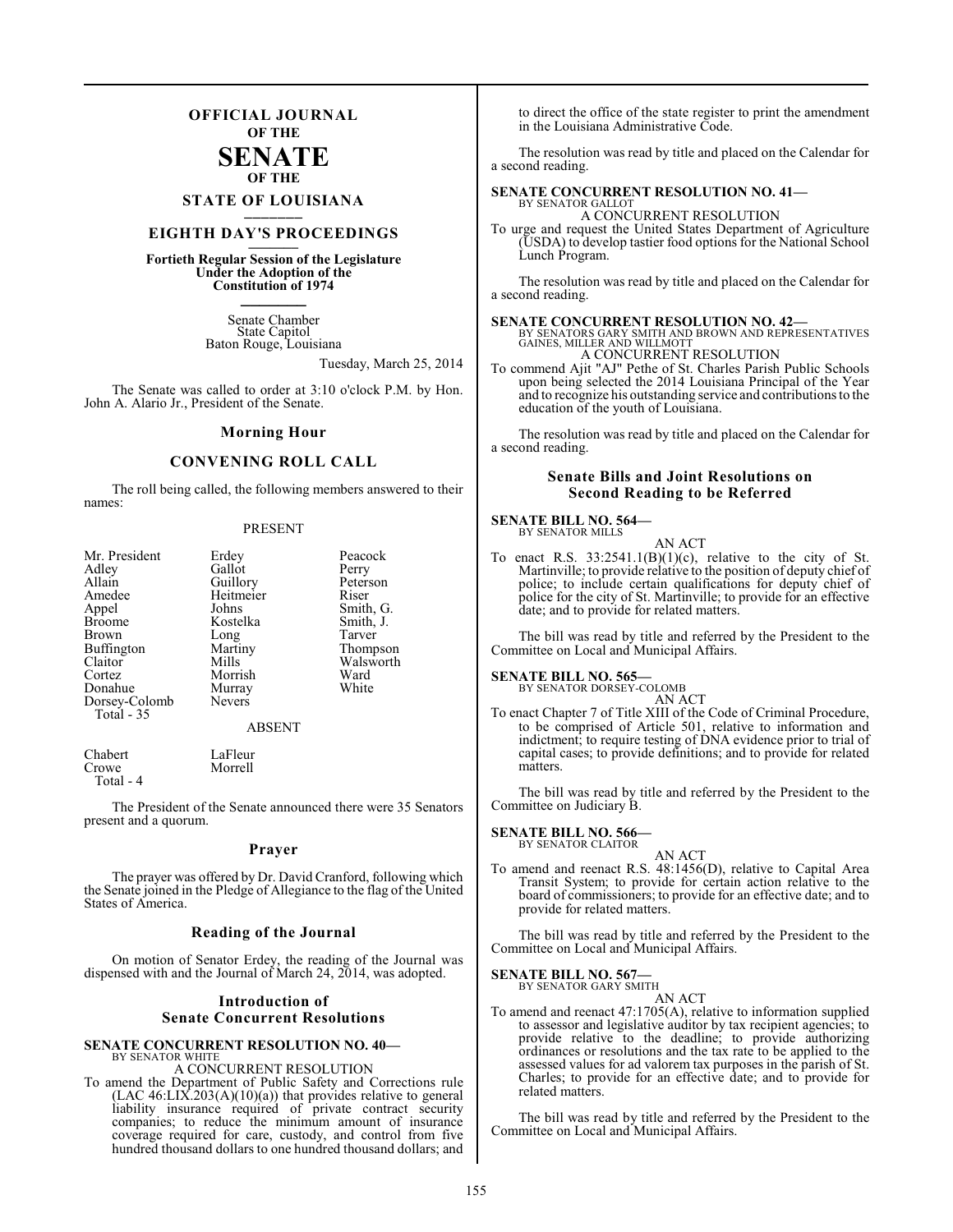# OFFICIAL JOURNAL OF THE SENATE OF THE STATE OF LOUISIANA

## EIGHTH DAY'S PROCEEDINGS

**Fortieth Regular Session of the Legislature Under the Adoption of the Constitution of 1974**

Senate Chamber
State Capitol
Baton Rouge, Louisiana

Tuesday, March 25, 2014

The Senate was called to order at 3:10 o'clock P.M. by Hon. John A. Alario Jr., President of the Senate.

## Morning Hour

## CONVENING ROLL CALL

The roll being called, the following members answered to their names:

PRESENT

| | | |
|---|---|---|
| Mr. President | Erdey | Peacock |
| Adley | Gallot | Perry |
| Allain | Guillory | Peterson |
| Amedee | Heitmeier | Riser |
| Appel | Johns | Smith, G. |
| Broome | Kostelka | Smith, J. |
| Brown | Long | Tarver |
| Buffington | Martiny | Thompson |
| Claitor | Mills | Walsworth |
| Cortez | Morrish | Ward |
| Donahue | Murray | White |
| Dorsey-Colomb | Nevers | |

Total - 35

ABSENT

| | |
|---|---|
| Chabert | LaFleur |
| Crowe | Morrell |

Total - 4

The President of the Senate announced there were 35 Senators present and a quorum.

## Prayer

The prayer was offered by Dr. David Cranford, following which the Senate joined in the Pledge of Allegiance to the flag of the United States of America.

## Reading of the Journal

On motion of Senator Erdey, the reading of the Journal was dispensed with and the Journal of March 24, 2014, was adopted.

## Introduction of Senate Concurrent Resolutions

**SENATE CONCURRENT RESOLUTION NO. 40—**
BY SENATOR WHITE

A CONCURRENT RESOLUTION

To amend the Department of Public Safety and Corrections rule (LAC 46:LIX.203(A)(10)(a)) that provides relative to general liability insurance required of private contract security companies; to reduce the minimum amount of insurance coverage required for care, custody, and control from five hundred thousand dollars to one hundred thousand dollars; and to direct the office of the state register to print the amendment in the Louisiana Administrative Code.

The resolution was read by title and placed on the Calendar for a second reading.

**SENATE CONCURRENT RESOLUTION NO. 41—**
BY SENATOR GALLOT

A CONCURRENT RESOLUTION

To urge and request the United States Department of Agriculture (USDA) to develop tastier food options for the National School Lunch Program.

The resolution was read by title and placed on the Calendar for a second reading.

**SENATE CONCURRENT RESOLUTION NO. 42—**
BY SENATORS GARY SMITH AND BROWN AND REPRESENTATIVES GAINES, MILLER AND WILLMOTT

A CONCURRENT RESOLUTION

To commend Ajit "AJ" Pethe of St. Charles Parish Public Schools upon being selected the 2014 Louisiana Principal of the Year and to recognize his outstanding service and contributions to the education of the youth of Louisiana.

The resolution was read by title and placed on the Calendar for a second reading.

## Senate Bills and Joint Resolutions on Second Reading to be Referred

**SENATE BILL NO. 564—**
BY SENATOR MILLS

AN ACT

To enact R.S. 33:2541.1(B)(1)(c), relative to the city of St. Martinville; to provide relative to the position of deputy chief of police; to include certain qualifications for deputy chief of police for the city of St. Martinville; to provide for an effective date; and to provide for related matters.

The bill was read by title and referred by the President to the Committee on Local and Municipal Affairs.

**SENATE BILL NO. 565—**
BY SENATOR DORSEY-COLOMB

AN ACT

To enact Chapter 7 of Title XIII of the Code of Criminal Procedure, to be comprised of Article 501, relative to information and indictment; to require testing of DNA evidence prior to trial of capital cases; to provide definitions; and to provide for related matters.

The bill was read by title and referred by the President to the Committee on Judiciary B.

**SENATE BILL NO. 566—**
BY SENATOR CLAITOR

AN ACT

To amend and reenact R.S. 48:1456(D), relative to Capital Area Transit System; to provide for certain action relative to the board of commissioners; to provide for an effective date; and to provide for related matters.

The bill was read by title and referred by the President to the Committee on Local and Municipal Affairs.

**SENATE BILL NO. 567—**
BY SENATOR GARY SMITH

AN ACT

To amend and reenact 47:1705(A), relative to information supplied to assessor and legislative auditor by tax recipient agencies; to provide relative to the deadline; to provide authorizing ordinances or resolutions and the tax rate to be applied to the assessed values for ad valorem tax purposes in the parish of St. Charles; to provide for an effective date; and to provide for related matters.

The bill was read by title and referred by the President to the Committee on Local and Municipal Affairs.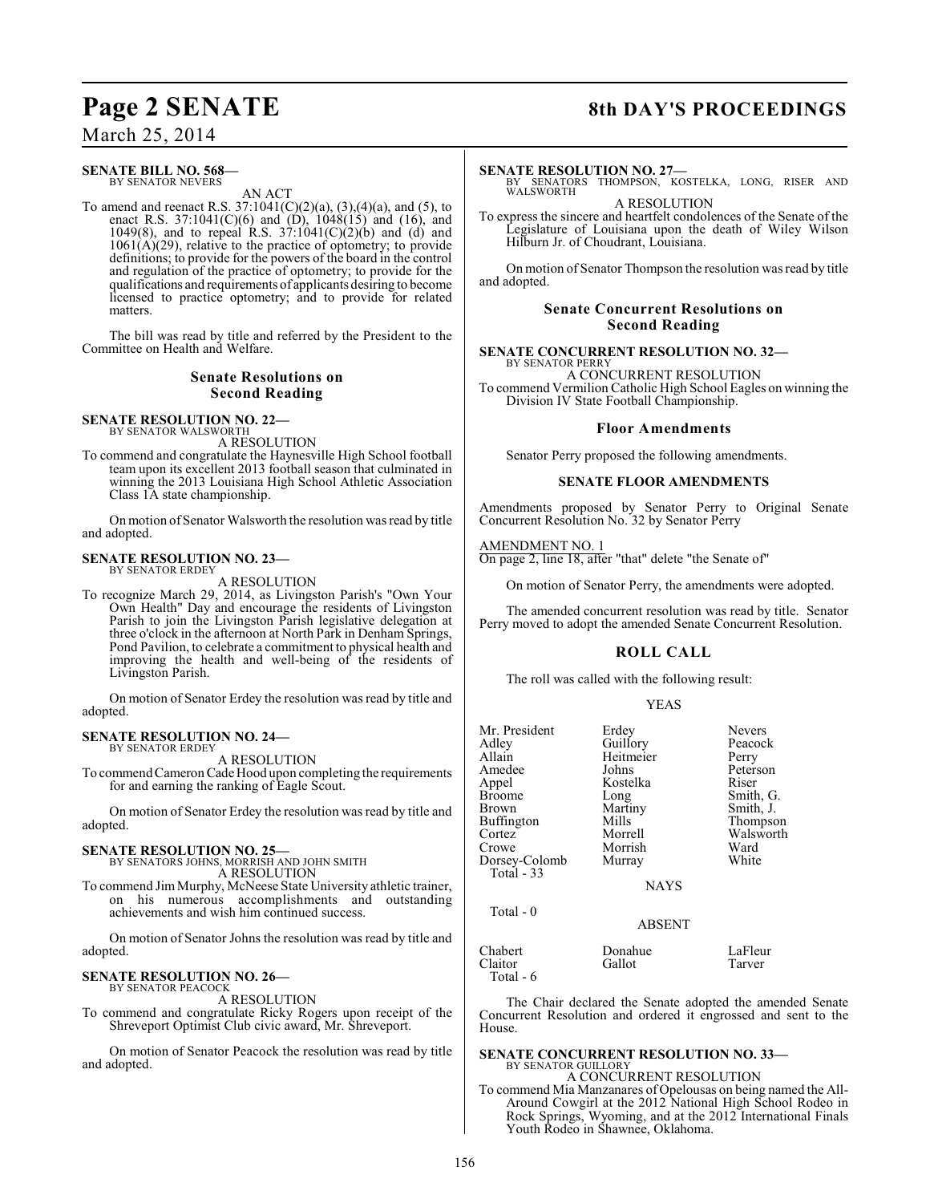**SENATE BILL NO. 568—**
BY SENATOR NEVERS

AN ACT

To amend and reenact R.S. 37:1041(C)(2)(a), (3),(4)(a), and (5), to enact R.S. 37:1041(C)(6) and (D), 1048(15) and (16), and 1049(8), and to repeal R.S. 37:1041(C)(2)(b) and (d) and 1061(A)(29), relative to the practice of optometry; to provide definitions; to provide for the powers of the board in the control and regulation of the practice of optometry; to provide for the qualifications and requirements of applicants desiring to become licensed to practice optometry; and to provide for related matters.

The bill was read by title and referred by the President to the Committee on Health and Welfare.

## Senate Resolutions on Second Reading

**SENATE RESOLUTION NO. 22—**
BY SENATOR WALSWORTH

A RESOLUTION

To commend and congratulate the Haynesville High School football team upon its excellent 2013 football season that culminated in winning the 2013 Louisiana High School Athletic Association Class 1A state championship.

On motion of Senator Walsworth the resolution was read by title and adopted.

**SENATE RESOLUTION NO. 23—**
BY SENATOR ERDEY

A RESOLUTION

To recognize March 29, 2014, as Livingston Parish's "Own Your Own Health" Day and encourage the residents of Livingston Parish to join the Livingston Parish legislative delegation at three o'clock in the afternoon at North Park in Denham Springs, Pond Pavilion, to celebrate a commitment to physical health and improving the health and well-being of the residents of Livingston Parish.

On motion of Senator Erdey the resolution was read by title and adopted.

**SENATE RESOLUTION NO. 24—**
BY SENATOR ERDEY

A RESOLUTION

To commend Cameron Cade Hood upon completing the requirements for and earning the ranking of Eagle Scout.

On motion of Senator Erdey the resolution was read by title and adopted.

**SENATE RESOLUTION NO. 25—**
BY SENATORS JOHNS, MORRISH AND JOHN SMITH

A RESOLUTION

To commend Jim Murphy, McNeese State University athletic trainer, on his numerous accomplishments and outstanding achievements and wish him continued success.

On motion of Senator Johns the resolution was read by title and adopted.

**SENATE RESOLUTION NO. 26—**
BY SENATOR PEACOCK

A RESOLUTION

To commend and congratulate Ricky Rogers upon receipt of the Shreveport Optimist Club civic award, Mr. Shreveport.

On motion of Senator Peacock the resolution was read by title and adopted.

**SENATE RESOLUTION NO. 27—**
BY SENATORS THOMPSON, KOSTELKA, LONG, RISER AND WALSWORTH

A RESOLUTION

To express the sincere and heartfelt condolences of the Senate of the Legislature of Louisiana upon the death of Wiley Wilson Hilburn Jr. of Choudrant, Louisiana.

On motion of Senator Thompson the resolution was read by title and adopted.

## Senate Concurrent Resolutions on Second Reading

**SENATE CONCURRENT RESOLUTION NO. 32—**
BY SENATOR PERRY

A CONCURRENT RESOLUTION

To commend Vermilion Catholic High School Eagles on winning the Division IV State Football Championship.

### Floor Amendments

Senator Perry proposed the following amendments.

**SENATE FLOOR AMENDMENTS**

Amendments proposed by Senator Perry to Original Senate Concurrent Resolution No. 32 by Senator Perry

AMENDMENT NO. 1
On page 2, line 18, after "that" delete "the Senate of"

On motion of Senator Perry, the amendments were adopted.

The amended concurrent resolution was read by title. Senator Perry moved to adopt the amended Senate Concurrent Resolution.

## ROLL CALL

The roll was called with the following result:

YEAS

| | | |
|---|---|---|
| Mr. President | Erdey | Nevers |
| Adley | Guillory | Peacock |
| Allain | Heitmeier | Perry |
| Amedee | Johns | Peterson |
| Appel | Kostelka | Riser |
| Broome | Long | Smith, G. |
| Brown | Martiny | Smith, J. |
| Buffington | Mills | Thompson |
| Cortez | Morrell | Walsworth |
| Crowe | Morrish | Ward |
| Dorsey-Colomb | Murray | White |

Total - 33

NAYS

Total - 0

ABSENT

| | | |
|---|---|---|
| Chabert | Donahue | LaFleur |
| Claitor | Gallot | Tarver |

Total - 6

The Chair declared the Senate adopted the amended Senate Concurrent Resolution and ordered it engrossed and sent to the House.

**SENATE CONCURRENT RESOLUTION NO. 33—**
BY SENATOR GUILLORY

A CONCURRENT RESOLUTION

To commend Mia Manzanares of Opelousas on being named the All-Around Cowgirl at the 2012 National High School Rodeo in Rock Springs, Wyoming, and at the 2012 International Finals Youth Rodeo in Shawnee, Oklahoma.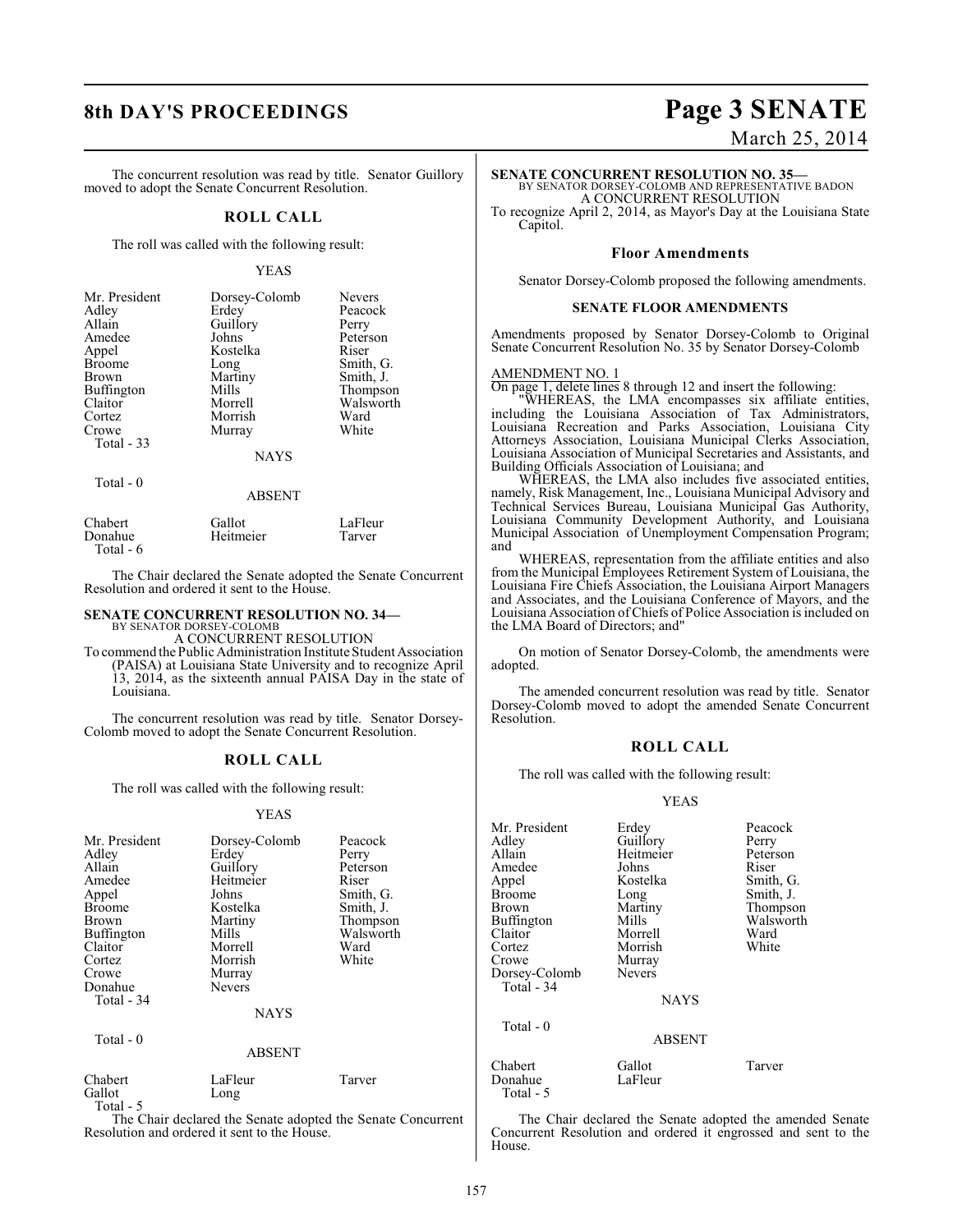The concurrent resolution was read by title. Senator Guillory moved to adopt the Senate Concurrent Resolution.

## ROLL CALL

The roll was called with the following result:

YEAS

| | | |
|---|---|---|
| Mr. President | Dorsey-Colomb | Nevers |
| Adley | Erdey | Peacock |
| Allain | Guillory | Perry |
| Amedee | Johns | Peterson |
| Appel | Kostelka | Riser |
| Broome | Long | Smith, G. |
| Brown | Martiny | Smith, J. |
| Buffington | Mills | Thompson |
| Claitor | Morrell | Walsworth |
| Cortez | Morrish | Ward |
| Crowe | Murray | White |
| Total - 33 | | |

NAYS

Total - 0

ABSENT

| | | |
|---|---|---|
| Chabert | Gallot | LaFleur |
| Donahue | Heitmeier | Tarver |
| Total - 6 | | |

The Chair declared the Senate adopted the Senate Concurrent Resolution and ordered it sent to the House.

**SENATE CONCURRENT RESOLUTION NO. 34—**
BY SENATOR DORSEY-COLOMB
A CONCURRENT RESOLUTION
To commend the Public Administration Institute Student Association (PAISA) at Louisiana State University and to recognize April 13, 2014, as the sixteenth annual PAISA Day in the state of Louisiana.

The concurrent resolution was read by title. Senator Dorsey-Colomb moved to adopt the Senate Concurrent Resolution.

## ROLL CALL

The roll was called with the following result:

YEAS

| | | |
|---|---|---|
| Mr. President | Dorsey-Colomb | Peacock |
| Adley | Erdey | Perry |
| Allain | Guillory | Peterson |
| Amedee | Heitmeier | Riser |
| Appel | Johns | Smith, G. |
| Broome | Kostelka | Smith, J. |
| Brown | Martiny | Thompson |
| Buffington | Mills | Walsworth |
| Claitor | Morrell | Ward |
| Cortez | Morrish | White |
| Crowe | Murray | |
| Donahue | Nevers | |
| Total - 34 | | |

NAYS

Total - 0

ABSENT

| | | |
|---|---|---|
| Chabert | LaFleur | Tarver |
| Gallot | Long | |
| Total - 5 | | |

The Chair declared the Senate adopted the Senate Concurrent Resolution and ordered it sent to the House.

**SENATE CONCURRENT RESOLUTION NO. 35—**
BY SENATOR DORSEY-COLOMB AND REPRESENTATIVE BADON
A CONCURRENT RESOLUTION
To recognize April 2, 2014, as Mayor's Day at the Louisiana State Capitol.

### Floor Amendments

Senator Dorsey-Colomb proposed the following amendments.

### SENATE FLOOR AMENDMENTS

Amendments proposed by Senator Dorsey-Colomb to Original Senate Concurrent Resolution No. 35 by Senator Dorsey-Colomb

AMENDMENT NO. 1
On page 1, delete lines 8 through 12 and insert the following:

"WHEREAS, the LMA encompasses six affiliate entities, including the Louisiana Association of Tax Administrators, Louisiana Recreation and Parks Association, Louisiana City Attorneys Association, Louisiana Municipal Clerks Association, Louisiana Association of Municipal Secretaries and Assistants, and Building Officials Association of Louisiana; and

WHEREAS, the LMA also includes five associated entities, namely, Risk Management, Inc., Louisiana Municipal Advisory and Technical Services Bureau, Louisiana Municipal Gas Authority, Louisiana Community Development Authority, and Louisiana Municipal Association of Unemployment Compensation Program; and

WHEREAS, representation from the affiliate entities and also from the Municipal Employees Retirement System of Louisiana, the Louisiana Fire Chiefs Association, the Louisiana Airport Managers and Associates, and the Louisiana Conference of Mayors, and the Louisiana Association of Chiefs of Police Association is included on the LMA Board of Directors; and"

On motion of Senator Dorsey-Colomb, the amendments were adopted.

The amended concurrent resolution was read by title. Senator Dorsey-Colomb moved to adopt the amended Senate Concurrent Resolution.

## ROLL CALL

The roll was called with the following result:

YEAS

| | | |
|---|---|---|
| Mr. President | Erdey | Peacock |
| Adley | Guillory | Perry |
| Allain | Heitmeier | Peterson |
| Amedee | Johns | Riser |
| Appel | Kostelka | Smith, G. |
| Broome | Long | Smith, J. |
| Brown | Martiny | Thompson |
| Buffington | Mills | Walsworth |
| Claitor | Morrell | Ward |
| Cortez | Morrish | White |
| Crowe | Murray | |
| Dorsey-Colomb | Nevers | |
| Total - 34 | | |

NAYS

Total - 0

ABSENT

| | | |
|---|---|---|
| Chabert | Gallot | Tarver |
| Donahue | LaFleur | |
| Total - 5 | | |

The Chair declared the Senate adopted the amended Senate Concurrent Resolution and ordered it engrossed and sent to the House.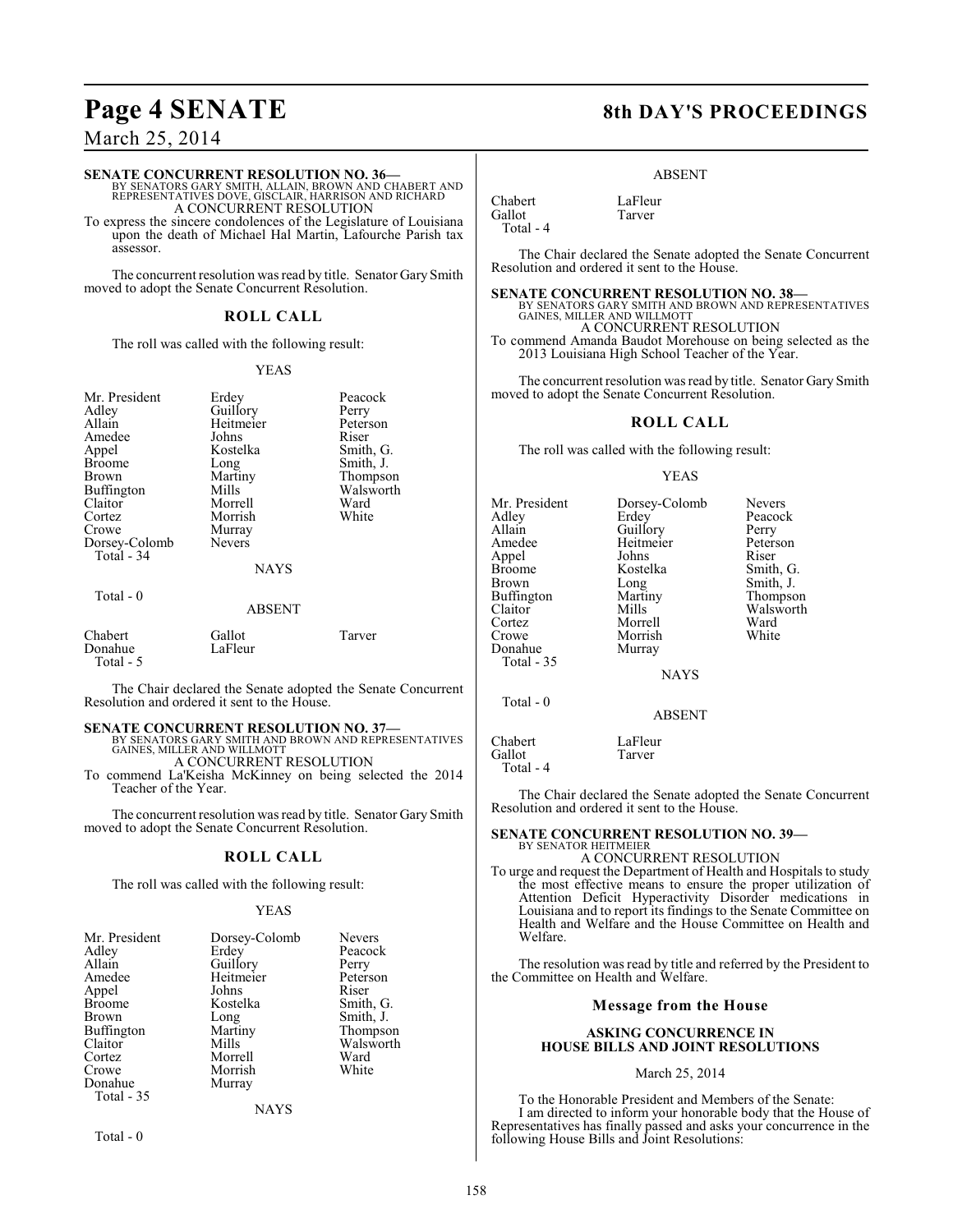**SENATE CONCURRENT RESOLUTION NO. 36—**
BY SENATORS GARY SMITH, ALLAIN, BROWN AND CHABERT AND REPRESENTATIVES DOVE, GISCLAIR, HARRISON AND RICHARD
A CONCURRENT RESOLUTION
To express the sincere condolences of the Legislature of Louisiana upon the death of Michael Hal Martin, Lafourche Parish tax assessor.

The concurrent resolution was read by title. Senator Gary Smith moved to adopt the Senate Concurrent Resolution.

## ROLL CALL

The roll was called with the following result:

YEAS

| | | |
|---|---|---|
| Mr. President | Erdey | Peacock |
| Adley | Guillory | Perry |
| Allain | Heitmeier | Peterson |
| Amedee | Johns | Riser |
| Appel | Kostelka | Smith, G. |
| Broome | Long | Smith, J. |
| Brown | Martiny | Thompson |
| Buffington | Mills | Walsworth |
| Claitor | Morrell | Ward |
| Cortez | Morrish | White |
| Crowe | Murray | |
| Dorsey-Colomb | Nevers | |

Total - 34

NAYS

Total - 0

ABSENT

| | | |
|---|---|---|
| Chabert | Gallot | Tarver |
| Donahue | LaFleur | |

Total - 5

The Chair declared the Senate adopted the Senate Concurrent Resolution and ordered it sent to the House.

**SENATE CONCURRENT RESOLUTION NO. 37—**
BY SENATORS GARY SMITH AND BROWN AND REPRESENTATIVES GAINES, MILLER AND WILLMOTT
A CONCURRENT RESOLUTION
To commend La'Keisha McKinney on being selected the 2014 Teacher of the Year.

The concurrent resolution was read by title. Senator Gary Smith moved to adopt the Senate Concurrent Resolution.

## ROLL CALL

The roll was called with the following result:

YEAS

| | | |
|---|---|---|
| Mr. President | Dorsey-Colomb | Nevers |
| Adley | Erdey | Peacock |
| Allain | Guillory | Perry |
| Amedee | Heitmeier | Peterson |
| Appel | Johns | Riser |
| Broome | Kostelka | Smith, G. |
| Brown | Long | Smith, J. |
| Buffington | Martiny | Thompson |
| Claitor | Mills | Walsworth |
| Cortez | Morrell | Ward |
| Crowe | Morrish | White |
| Donahue | Murray | |

Total - 35

NAYS

Total - 0

ABSENT

| | |
|---|---|
| Chabert | LaFleur |
| Gallot | Tarver |

Total - 4

The Chair declared the Senate adopted the Senate Concurrent Resolution and ordered it sent to the House.

**SENATE CONCURRENT RESOLUTION NO. 38—**
BY SENATORS GARY SMITH AND BROWN AND REPRESENTATIVES GAINES, MILLER AND WILLMOTT
A CONCURRENT RESOLUTION
To commend Amanda Baudot Morehouse on being selected as the 2013 Louisiana High School Teacher of the Year.

The concurrent resolution was read by title. Senator Gary Smith moved to adopt the Senate Concurrent Resolution.

## ROLL CALL

The roll was called with the following result:

YEAS

| | | |
|---|---|---|
| Mr. President | Dorsey-Colomb | Nevers |
| Adley | Erdey | Peacock |
| Allain | Guillory | Perry |
| Amedee | Heitmeier | Peterson |
| Appel | Johns | Riser |
| Broome | Kostelka | Smith, G. |
| Brown | Long | Smith, J. |
| Buffington | Martiny | Thompson |
| Claitor | Mills | Walsworth |
| Cortez | Morrell | Ward |
| Crowe | Morrish | White |
| Donahue | Murray | |

Total - 35

NAYS

Total - 0

ABSENT

| | |
|---|---|
| Chabert | LaFleur |
| Gallot | Tarver |

Total - 4

The Chair declared the Senate adopted the Senate Concurrent Resolution and ordered it sent to the House.

**SENATE CONCURRENT RESOLUTION NO. 39—**
BY SENATOR HEITMEIER
A CONCURRENT RESOLUTION
To urge and request the Department of Health and Hospitals to study the most effective means to ensure the proper utilization of Attention Deficit Hyperactivity Disorder medications in Louisiana and to report its findings to the Senate Committee on Health and Welfare and the House Committee on Health and Welfare.

The resolution was read by title and referred by the President to the Committee on Health and Welfare.

## Message from the House

### ASKING CONCURRENCE IN HOUSE BILLS AND JOINT RESOLUTIONS

March 25, 2014

To the Honorable President and Members of the Senate:
I am directed to inform your honorable body that the House of Representatives has finally passed and asks your concurrence in the following House Bills and Joint Resolutions: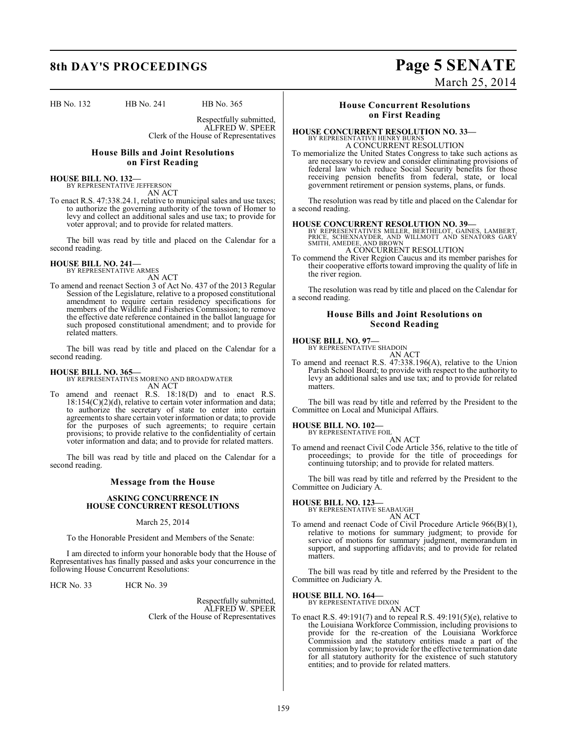HB No. 132 HB No. 241 HB No. 365

Respectfully submitted,
ALFRED W. SPEER
Clerk of the House of Representatives

### House Bills and Joint Resolutions on First Reading

**HOUSE BILL NO. 132—**
BY REPRESENTATIVE JEFFERSON
AN ACT

To enact R.S. 47:338.24.1, relative to municipal sales and use taxes; to authorize the governing authority of the town of Homer to levy and collect an additional sales and use tax; to provide for voter approval; and to provide for related matters.

The bill was read by title and placed on the Calendar for a second reading.

**HOUSE BILL NO. 241—**
BY REPRESENTATIVE ARMES
AN ACT

To amend and reenact Section 3 of Act No. 437 of the 2013 Regular Session of the Legislature, relative to a proposed constitutional amendment to require certain residency specifications for members of the Wildlife and Fisheries Commission; to remove the effective date reference contained in the ballot language for such proposed constitutional amendment; and to provide for related matters.

The bill was read by title and placed on the Calendar for a second reading.

**HOUSE BILL NO. 365—**
BY REPRESENTATIVES MORENO AND BROADWATER
AN ACT

To amend and reenact R.S. 18:18(D) and to enact R.S. 18:154(C)(2)(d), relative to certain voter information and data; to authorize the secretary of state to enter into certain agreements to share certain voter information or data; to provide for the purposes of such agreements; to require certain provisions; to provide relative to the confidentiality of certain voter information and data; and to provide for related matters.

The bill was read by title and placed on the Calendar for a second reading.

### Message from the House

**ASKING CONCURRENCE IN HOUSE CONCURRENT RESOLUTIONS**

March 25, 2014

To the Honorable President and Members of the Senate:

I am directed to inform your honorable body that the House of Representatives has finally passed and asks your concurrence in the following House Concurrent Resolutions:

HCR No. 33 HCR No. 39

Respectfully submitted,
ALFRED W. SPEER
Clerk of the House of Representatives

### House Concurrent Resolutions on First Reading

**HOUSE CONCURRENT RESOLUTION NO. 33—**
BY REPRESENTATIVE HENRY BURNS
A CONCURRENT RESOLUTION

To memorialize the United States Congress to take such actions as are necessary to review and consider eliminating provisions of federal law which reduce Social Security benefits for those receiving pension benefits from federal, state, or local government retirement or pension systems, plans, or funds.

The resolution was read by title and placed on the Calendar for a second reading.

**HOUSE CONCURRENT RESOLUTION NO. 39—**
BY REPRESENTATIVES MILLER, BERTHELOT, GAINES, LAMBERT, PRICE, SCHEXNAYDER, AND WILLMOTT AND SENATORS GARY SMITH, AMEDEE, AND BROWN
A CONCURRENT RESOLUTION

To commend the River Region Caucus and its member parishes for their cooperative efforts toward improving the quality of life in the river region.

The resolution was read by title and placed on the Calendar for a second reading.

### House Bills and Joint Resolutions on Second Reading

**HOUSE BILL NO. 97—**
BY REPRESENTATIVE SHADOIN
AN ACT

To amend and reenact R.S. 47:338.196(A), relative to the Union Parish School Board; to provide with respect to the authority to levy an additional sales and use tax; and to provide for related matters.

The bill was read by title and referred by the President to the Committee on Local and Municipal Affairs.

**HOUSE BILL NO. 102—**
BY REPRESENTATIVE FOIL
AN ACT

To amend and reenact Civil Code Article 356, relative to the title of proceedings; to provide for the title of proceedings for continuing tutorship; and to provide for related matters.

The bill was read by title and referred by the President to the Committee on Judiciary A.

**HOUSE BILL NO. 123—**
BY REPRESENTATIVE SEABAUGH
AN ACT

To amend and reenact Code of Civil Procedure Article 966(B)(1), relative to motions for summary judgment; to provide for service of motions for summary judgment, memorandum in support, and supporting affidavits; and to provide for related matters.

The bill was read by title and referred by the President to the Committee on Judiciary A.

**HOUSE BILL NO. 164—**
BY REPRESENTATIVE DIXON
AN ACT

To enact R.S. 49:191(7) and to repeal R.S. 49:191(5)(e), relative to the Louisiana Workforce Commission, including provisions to provide for the re-creation of the Louisiana Workforce Commission and the statutory entities made a part of the commission by law; to provide for the effective termination date for all statutory authority for the existence of such statutory entities; and to provide for related matters.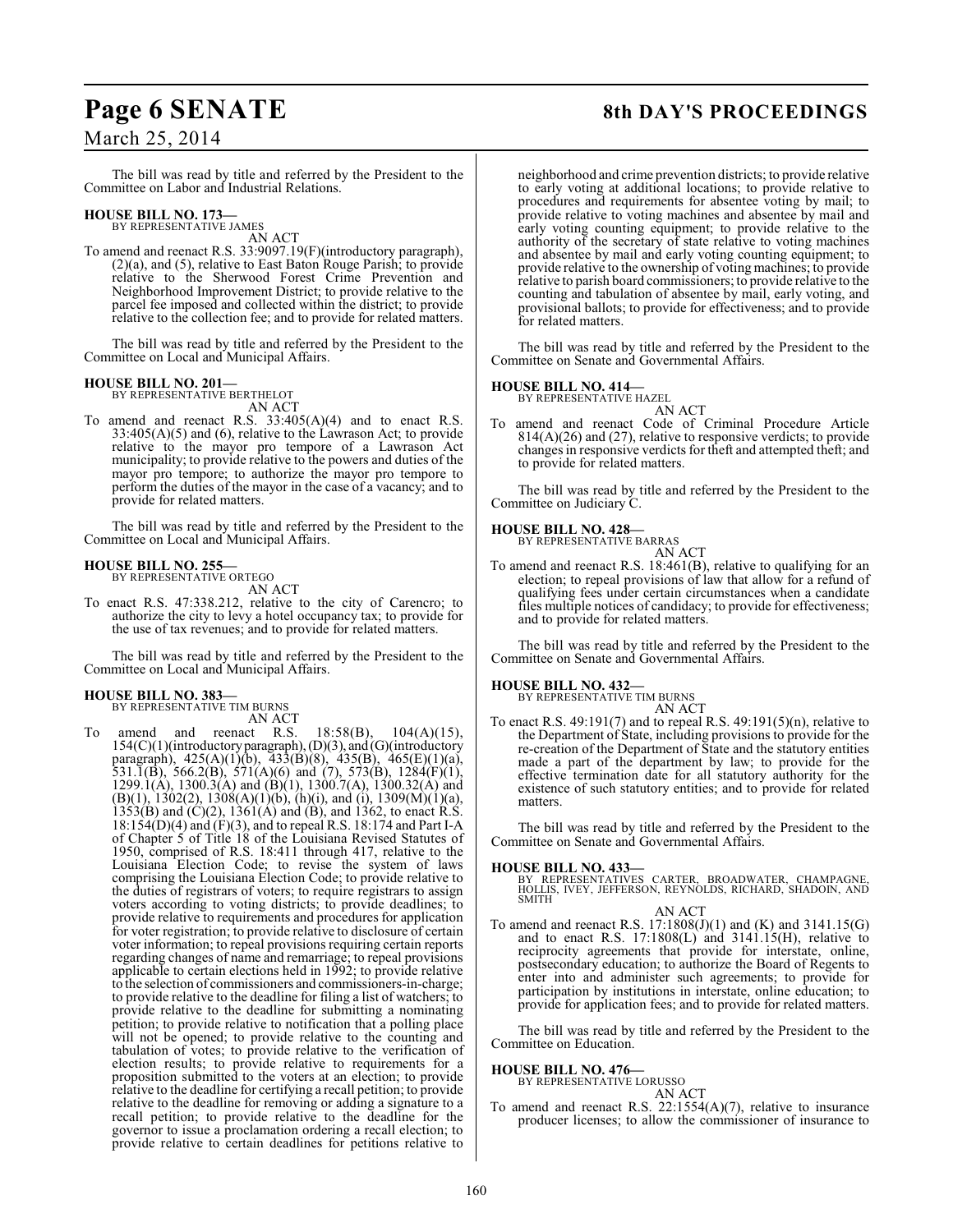The bill was read by title and referred by the President to the Committee on Labor and Industrial Relations.

**HOUSE BILL NO. 173—**
BY REPRESENTATIVE JAMES

AN ACT

To amend and reenact R.S. 33:9097.19(F)(introductory paragraph), (2)(a), and (5), relative to East Baton Rouge Parish; to provide relative to the Sherwood Forest Crime Prevention and Neighborhood Improvement District; to provide relative to the parcel fee imposed and collected within the district; to provide relative to the collection fee; and to provide for related matters.

The bill was read by title and referred by the President to the Committee on Local and Municipal Affairs.

**HOUSE BILL NO. 201—**
BY REPRESENTATIVE BERTHELOT

AN ACT

To amend and reenact R.S. 33:405(A)(4) and to enact R.S. 33:405(A)(5) and (6), relative to the Lawrason Act; to provide relative to the mayor pro tempore of a Lawrason Act municipality; to provide relative to the powers and duties of the mayor pro tempore; to authorize the mayor pro tempore to perform the duties of the mayor in the case of a vacancy; and to provide for related matters.

The bill was read by title and referred by the President to the Committee on Local and Municipal Affairs.

**HOUSE BILL NO. 255—**
BY REPRESENTATIVE ORTEGO

AN ACT

To enact R.S. 47:338.212, relative to the city of Carencro; to authorize the city to levy a hotel occupancy tax; to provide for the use of tax revenues; and to provide for related matters.

The bill was read by title and referred by the President to the Committee on Local and Municipal Affairs.

**HOUSE BILL NO. 383—**
BY REPRESENTATIVE TIM BURNS

AN ACT

To amend and reenact R.S. 18:58(B), 104(A)(15), 154(C)(1)(introductory paragraph), (D)(3), and (G)(introductory paragraph), 425(A)(1)(b), 433(B)(8), 435(B), 465(E)(1)(a), 531.1(B), 566.2(B), 571(A)(6) and (7), 573(B), 1284(F)(1), 1299.1(A), 1300.3(A) and (B)(1), 1300.7(A), 1300.32(A) and (B)(1), 1302(2), 1308(A)(1)(b), (h)(i), and (i), 1309(M)(1)(a), 1353(B) and (C)(2), 1361(A) and (B), and 1362, to enact R.S. 18:154(D)(4) and (F)(3), and to repeal R.S. 18:174 and Part I-A of Chapter 5 of Title 18 of the Louisiana Revised Statutes of 1950, comprised of R.S. 18:411 through 417, relative to the Louisiana Election Code; to revise the system of laws comprising the Louisiana Election Code; to provide relative to the duties of registrars of voters; to require registrars to assign voters according to voting districts; to provide deadlines; to provide relative to requirements and procedures for application for voter registration; to provide relative to disclosure of certain voter information; to repeal provisions requiring certain reports regarding changes of name and remarriage; to repeal provisions applicable to certain elections held in 1992; to provide relative to the selection of commissioners and commissioners-in-charge; to provide relative to the deadline for filing a list of watchers; to provide relative to the deadline for submitting a nominating petition; to provide relative to notification that a polling place will not be opened; to provide relative to the counting and tabulation of votes; to provide relative to the verification of election results; to provide relative to requirements for a proposition submitted to the voters at an election; to provide relative to the deadline for certifying a recall petition; to provide relative to the deadline for removing or adding a signature to a recall petition; to provide relative to the deadline for the governor to issue a proclamation ordering a recall election; to provide relative to certain deadlines for petitions relative to neighborhood and crime prevention districts; to provide relative to early voting at additional locations; to provide relative to procedures and requirements for absentee voting by mail; to provide relative to voting machines and absentee by mail and early voting counting equipment; to provide relative to the authority of the secretary of state relative to voting machines and absentee by mail and early voting counting equipment; to provide relative to the ownership of voting machines; to provide relative to parish board commissioners; to provide relative to the counting and tabulation of absentee by mail, early voting, and provisional ballots; to provide for effectiveness; and to provide for related matters.

The bill was read by title and referred by the President to the Committee on Senate and Governmental Affairs.

**HOUSE BILL NO. 414—**
BY REPRESENTATIVE HAZEL

AN ACT

To amend and reenact Code of Criminal Procedure Article 814(A)(26) and (27), relative to responsive verdicts; to provide changes in responsive verdicts for theft and attempted theft; and to provide for related matters.

The bill was read by title and referred by the President to the Committee on Judiciary C.

**HOUSE BILL NO. 428—**
BY REPRESENTATIVE BARRAS

AN ACT

To amend and reenact R.S. 18:461(B), relative to qualifying for an election; to repeal provisions of law that allow for a refund of qualifying fees under certain circumstances when a candidate files multiple notices of candidacy; to provide for effectiveness; and to provide for related matters.

The bill was read by title and referred by the President to the Committee on Senate and Governmental Affairs.

**HOUSE BILL NO. 432—**
BY REPRESENTATIVE TIM BURNS

AN ACT

To enact R.S. 49:191(7) and to repeal R.S. 49:191(5)(n), relative to the Department of State, including provisions to provide for the re-creation of the Department of State and the statutory entities made a part of the department by law; to provide for the effective termination date for all statutory authority for the existence of such statutory entities; and to provide for related matters.

The bill was read by title and referred by the President to the Committee on Senate and Governmental Affairs.

**HOUSE BILL NO. 433—**
BY REPRESENTATIVES CARTER, BROADWATER, CHAMPAGNE, HOLLIS, IVEY, JEFFERSON, REYNOLDS, RICHARD, SHADOIN, AND SMITH

AN ACT

To amend and reenact R.S. 17:1808(J)(1) and (K) and 3141.15(G) and to enact R.S. 17:1808(L) and 3141.15(H), relative to reciprocity agreements that provide for interstate, online, postsecondary education; to authorize the Board of Regents to enter into and administer such agreements; to provide for participation by institutions in interstate, online education; to provide for application fees; and to provide for related matters.

The bill was read by title and referred by the President to the Committee on Education.

**HOUSE BILL NO. 476—**
BY REPRESENTATIVE LORUSSO

AN ACT

To amend and reenact R.S. 22:1554(A)(7), relative to insurance producer licenses; to allow the commissioner of insurance to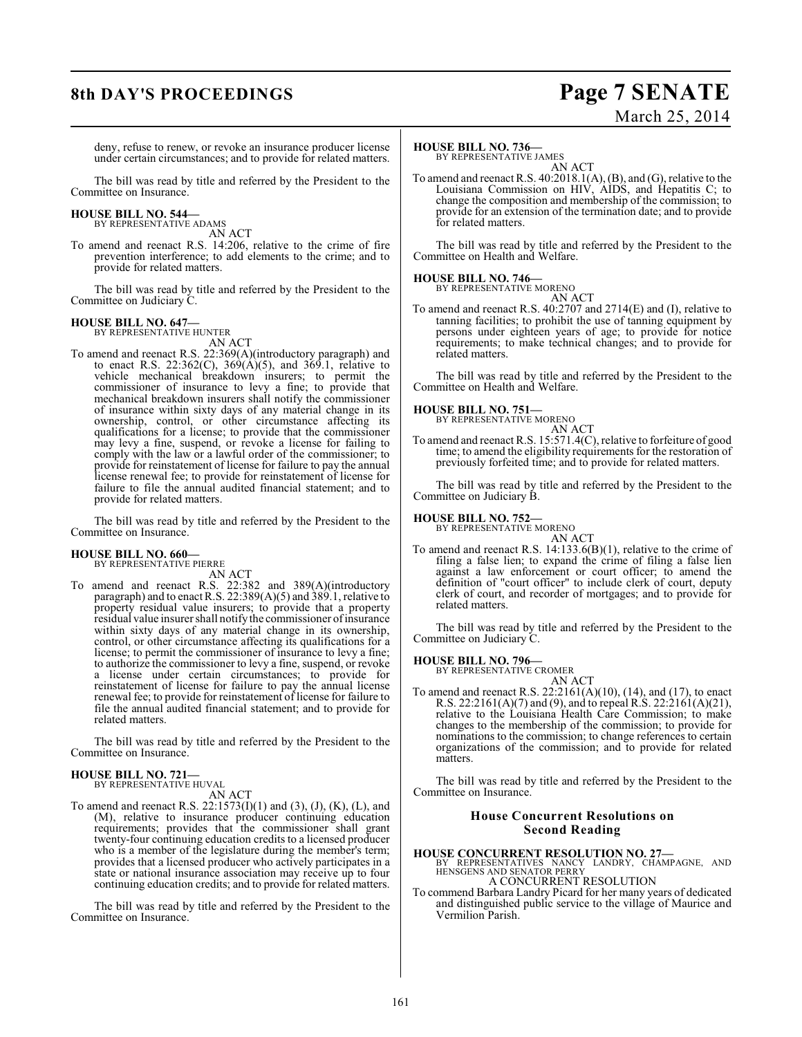deny, refuse to renew, or revoke an insurance producer license under certain circumstances; and to provide for related matters.

The bill was read by title and referred by the President to the Committee on Insurance.

**HOUSE BILL NO. 544—**
BY REPRESENTATIVE ADAMS

AN ACT

To amend and reenact R.S. 14:206, relative to the crime of fire prevention interference; to add elements to the crime; and to provide for related matters.

The bill was read by title and referred by the President to the Committee on Judiciary C.

**HOUSE BILL NO. 647—**
BY REPRESENTATIVE HUNTER

AN ACT

To amend and reenact R.S. 22:369(A)(introductory paragraph) and to enact R.S. 22:362(C), 369(A)(5), and 369.1, relative to vehicle mechanical breakdown insurers; to permit the commissioner of insurance to levy a fine; to provide that mechanical breakdown insurers shall notify the commissioner of insurance within sixty days of any material change in its ownership, control, or other circumstance affecting its qualifications for a license; to provide that the commissioner may levy a fine, suspend, or revoke a license for failing to comply with the law or a lawful order of the commissioner; to provide for reinstatement of license for failure to pay the annual license renewal fee; to provide for reinstatement of license for failure to file the annual audited financial statement; and to provide for related matters.

The bill was read by title and referred by the President to the Committee on Insurance.

**HOUSE BILL NO. 660—**
BY REPRESENTATIVE PIERRE

AN ACT

To amend and reenact R.S. 22:382 and 389(A)(introductory paragraph) and to enact R.S. 22:389(A)(5) and 389.1, relative to property residual value insurers; to provide that a property residual value insurer shall notify the commissioner of insurance within sixty days of any material change in its ownership, control, or other circumstance affecting its qualifications for a license; to permit the commissioner of insurance to levy a fine; to authorize the commissioner to levy a fine, suspend, or revoke a license under certain circumstances; to provide for reinstatement of license for failure to pay the annual license renewal fee; to provide for reinstatement of license for failure to file the annual audited financial statement; and to provide for related matters.

The bill was read by title and referred by the President to the Committee on Insurance.

**HOUSE BILL NO. 721—**
BY REPRESENTATIVE HUVAL

AN ACT

To amend and reenact R.S. 22:1573(I)(1) and (3), (J), (K), (L), and (M), relative to insurance producer continuing education requirements; provides that the commissioner shall grant twenty-four continuing education credits to a licensed producer who is a member of the legislature during the member's term; provides that a licensed producer who actively participates in a state or national insurance association may receive up to four continuing education credits; and to provide for related matters.

The bill was read by title and referred by the President to the Committee on Insurance.

**HOUSE BILL NO. 736—**
BY REPRESENTATIVE JAMES

AN ACT

To amend and reenact R.S. 40:2018.1(A), (B), and (G), relative to the Louisiana Commission on HIV, AIDS, and Hepatitis C; to change the composition and membership of the commission; to provide for an extension of the termination date; and to provide for related matters.

The bill was read by title and referred by the President to the Committee on Health and Welfare.

**HOUSE BILL NO. 746—**
BY REPRESENTATIVE MORENO

AN ACT

To amend and reenact R.S. 40:2707 and 2714(E) and (I), relative to tanning facilities; to prohibit the use of tanning equipment by persons under eighteen years of age; to provide for notice requirements; to make technical changes; and to provide for related matters.

The bill was read by title and referred by the President to the Committee on Health and Welfare.

**HOUSE BILL NO. 751—**
BY REPRESENTATIVE MORENO

AN ACT

To amend and reenact R.S. 15:571.4(C), relative to forfeiture of good time; to amend the eligibility requirements for the restoration of previously forfeited time; and to provide for related matters.

The bill was read by title and referred by the President to the Committee on Judiciary B.

**HOUSE BILL NO. 752—**
BY REPRESENTATIVE MORENO

AN ACT

To amend and reenact R.S. 14:133.6(B)(1), relative to the crime of filing a false lien; to expand the crime of filing a false lien against a law enforcement or court officer; to amend the definition of "court officer" to include clerk of court, deputy clerk of court, and recorder of mortgages; and to provide for related matters.

The bill was read by title and referred by the President to the Committee on Judiciary C.

**HOUSE BILL NO. 796—**
BY REPRESENTATIVE CROMER

AN ACT

To amend and reenact R.S. 22:2161(A)(10), (14), and (17), to enact R.S. 22:2161(A)(7) and (9), and to repeal R.S. 22:2161(A)(21), relative to the Louisiana Health Care Commission; to make changes to the membership of the commission; to provide for nominations to the commission; to change references to certain organizations of the commission; and to provide for related matters.

The bill was read by title and referred by the President to the Committee on Insurance.

## House Concurrent Resolutions on Second Reading

**HOUSE CONCURRENT RESOLUTION NO. 27—**
BY REPRESENTATIVES NANCY LANDRY, CHAMPAGNE, AND HENSGENS AND SENATOR PERRY

A CONCURRENT RESOLUTION

To commend Barbara Landry Picard for her many years of dedicated and distinguished public service to the village of Maurice and Vermilion Parish.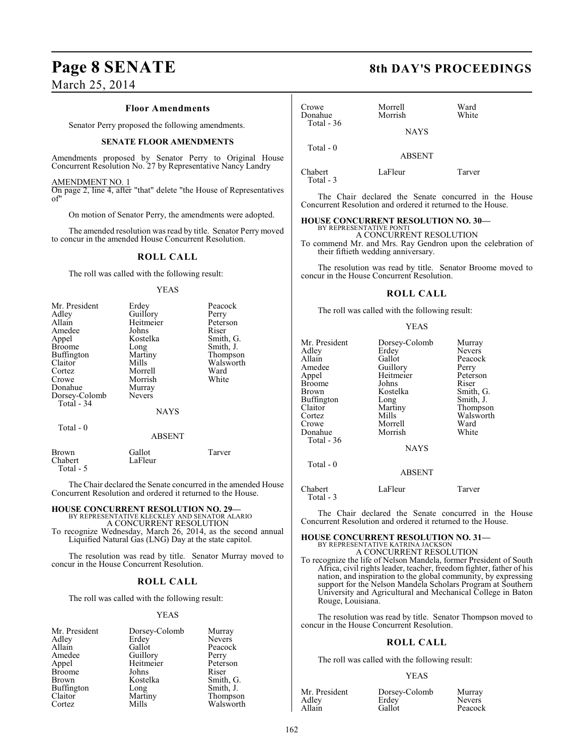### Floor Amendments

Senator Perry proposed the following amendments.

**SENATE FLOOR AMENDMENTS**

Amendments proposed by Senator Perry to Original House Concurrent Resolution No. 27 by Representative Nancy Landry

AMENDMENT NO. 1
On page 2, line 4, after "that" delete "the House of Representatives of"

On motion of Senator Perry, the amendments were adopted.

The amended resolution was read by title. Senator Perry moved to concur in the amended House Concurrent Resolution.

## ROLL CALL

The roll was called with the following result:

YEAS

| | | |
|---|---|---|
| Mr. President | Erdey | Peacock |
| Adley | Guillory | Perry |
| Allain | Heitmeier | Peterson |
| Amedee | Johns | Riser |
| Appel | Kostelka | Smith, G. |
| Broome | Long | Smith, J. |
| Buffington | Martiny | Thompson |
| Claitor | Mills | Walsworth |
| Cortez | Morrell | Ward |
| Crowe | Morrish | White |
| Donahue | Murray | |
| Dorsey-Colomb | Nevers | |

Total - 34

NAYS

Total - 0

ABSENT

| | | |
|---|---|---|
| Brown | Gallot | Tarver |
| Chabert | LaFleur | |

Total - 5

The Chair declared the Senate concurred in the amended House Concurrent Resolution and ordered it returned to the House.

**HOUSE CONCURRENT RESOLUTION NO. 29—**
BY REPRESENTATIVE KLECKLEY AND SENATOR ALARIO
A CONCURRENT RESOLUTION
To recognize Wednesday, March 26, 2014, as the second annual Liquified Natural Gas (LNG) Day at the state capitol.

The resolution was read by title. Senator Murray moved to concur in the House Concurrent Resolution.

## ROLL CALL

The roll was called with the following result:

YEAS

| | | |
|---|---|---|
| Mr. President | Dorsey-Colomb | Murray |
| Adley | Erdey | Nevers |
| Allain | Gallot | Peacock |
| Amedee | Guillory | Perry |
| Appel | Heitmeier | Peterson |
| Broome | Johns | Riser |
| Brown | Kostelka | Smith, G. |
| Buffington | Long | Smith, J. |
| Claitor | Martiny | Thompson |
| Cortez | Mills | Walsworth |
| Crowe | Morrell | Ward |
| Donahue | Morrish | White |

Total - 36

NAYS

Total - 0

ABSENT

| | | |
|---|---|---|
| Chabert | LaFleur | Tarver |

Total - 3

The Chair declared the Senate concurred in the House Concurrent Resolution and ordered it returned to the House.

**HOUSE CONCURRENT RESOLUTION NO. 30—**
BY REPRESENTATIVE PONTI
A CONCURRENT RESOLUTION
To commend Mr. and Mrs. Ray Gendron upon the celebration of their fiftieth wedding anniversary.

The resolution was read by title. Senator Broome moved to concur in the House Concurrent Resolution.

## ROLL CALL

The roll was called with the following result:

YEAS

| | | |
|---|---|---|
| Mr. President | Dorsey-Colomb | Murray |
| Adley | Erdey | Nevers |
| Allain | Gallot | Peacock |
| Amedee | Guillory | Perry |
| Appel | Heitmeier | Peterson |
| Broome | Johns | Riser |
| Brown | Kostelka | Smith, G. |
| Buffington | Long | Smith, J. |
| Claitor | Martiny | Thompson |
| Cortez | Mills | Walsworth |
| Crowe | Morrell | Ward |
| Donahue | Morrish | White |

Total - 36

NAYS

Total - 0

ABSENT

| | | |
|---|---|---|
| Chabert | LaFleur | Tarver |

Total - 3

The Chair declared the Senate concurred in the House Concurrent Resolution and ordered it returned to the House.

**HOUSE CONCURRENT RESOLUTION NO. 31—**
BY REPRESENTATIVE KATRINA JACKSON
A CONCURRENT RESOLUTION
To recognize the life of Nelson Mandela, former President of South Africa, civil rights leader, teacher, freedom fighter, father of his nation, and inspiration to the global community, by expressing support for the Nelson Mandela Scholars Program at Southern University and Agricultural and Mechanical College in Baton Rouge, Louisiana.

The resolution was read by title. Senator Thompson moved to concur in the House Concurrent Resolution.

## ROLL CALL

The roll was called with the following result:

YEAS

| | | |
|---|---|---|
| Mr. President | Dorsey-Colomb | Murray |
| Adley | Erdey | Nevers |
| Allain | Gallot | Peacock |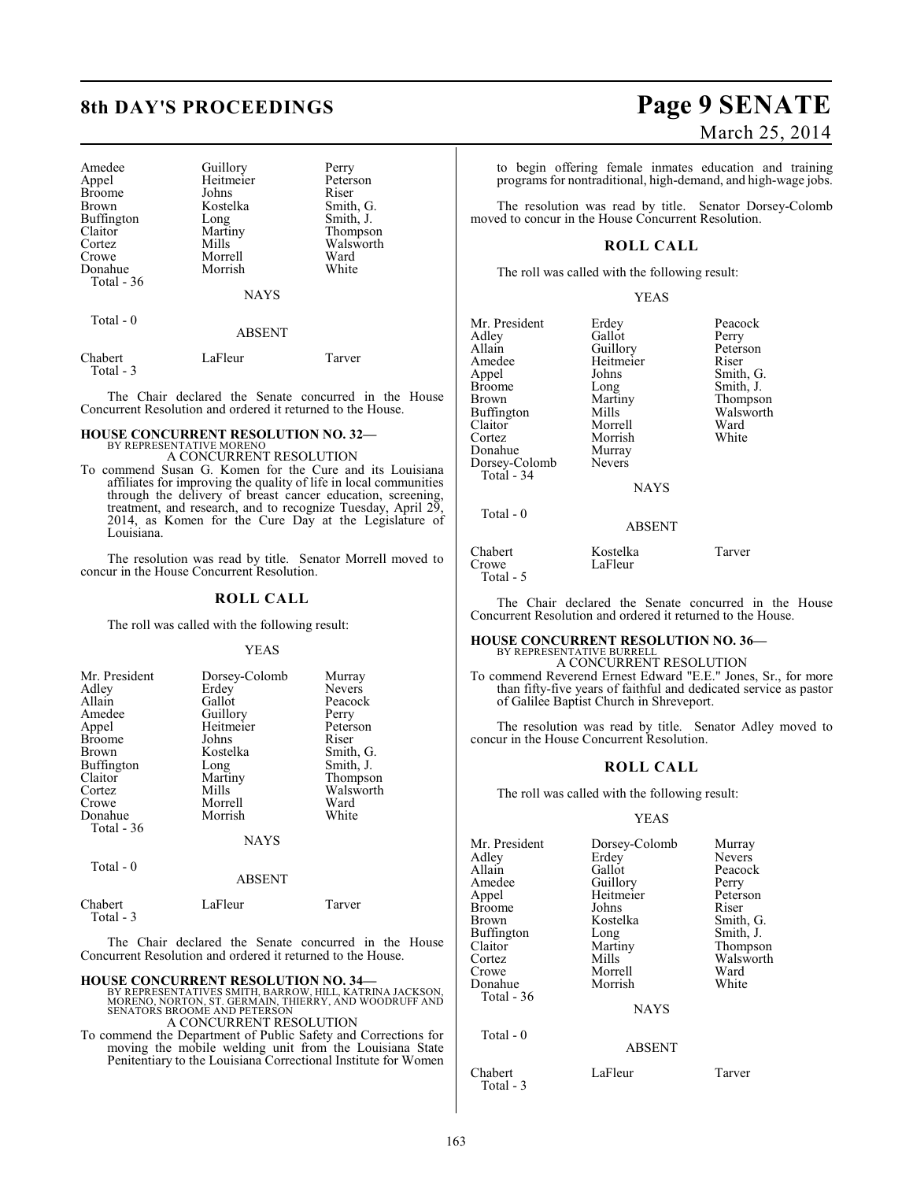| Amedee | Guillory | Perry |
|---|---|---|
| Appel | Heitmeier | Peterson |
| Broome | Johns | Riser |
| Brown | Kostelka | Smith, G. |
| Buffington | Long | Smith, J. |
| Claitor | Martiny | Thompson |
| Cortez | Mills | Walsworth |
| Crowe | Morrell | Ward |
| Donahue | Morrish | White |

Total - 36

NAYS

Total - 0

ABSENT

| Chabert | LaFleur | Tarver |
|---|---|---|

Total - 3

The Chair declared the Senate concurred in the House Concurrent Resolution and ordered it returned to the House.

**HOUSE CONCURRENT RESOLUTION NO. 32—**
BY REPRESENTATIVE MORENO
A CONCURRENT RESOLUTION

To commend Susan G. Komen for the Cure and its Louisiana affiliates for improving the quality of life in local communities through the delivery of breast cancer education, screening, treatment, and research, and to recognize Tuesday, April 29, 2014, as Komen for the Cure Day at the Legislature of Louisiana.

The resolution was read by title. Senator Morrell moved to concur in the House Concurrent Resolution.

## ROLL CALL

The roll was called with the following result:

YEAS

| Mr. President | Dorsey-Colomb | Murray |
|---|---|---|
| Adley | Erdey | Nevers |
| Allain | Gallot | Peacock |
| Amedee | Guillory | Perry |
| Appel | Heitmeier | Peterson |
| Broome | Johns | Riser |
| Brown | Kostelka | Smith, G. |
| Buffington | Long | Smith, J. |
| Claitor | Martiny | Thompson |
| Cortez | Mills | Walsworth |
| Crowe | Morrell | Ward |
| Donahue | Morrish | White |

Total - 36

NAYS

Total - 0

ABSENT

| Chabert | LaFleur | Tarver |
|---|---|---|

Total - 3

The Chair declared the Senate concurred in the House Concurrent Resolution and ordered it returned to the House.

**HOUSE CONCURRENT RESOLUTION NO. 34—**
BY REPRESENTATIVES SMITH, BARROW, HILL, KATRINA JACKSON, MORENO, NORTON, ST. GERMAIN, THIERRY, AND WOODRUFF AND SENATORS BROOME AND PETERSON
A CONCURRENT RESOLUTION

To commend the Department of Public Safety and Corrections for moving the mobile welding unit from the Louisiana State Penitentiary to the Louisiana Correctional Institute for Women to begin offering female inmates education and training programs for nontraditional, high-demand, and high-wage jobs.

The resolution was read by title. Senator Dorsey-Colomb moved to concur in the House Concurrent Resolution.

## ROLL CALL

The roll was called with the following result:

YEAS

| Mr. President | Erdey | Peacock |
|---|---|---|
| Adley | Gallot | Perry |
| Allain | Guillory | Peterson |
| Amedee | Heitmeier | Riser |
| Appel | Johns | Smith, G. |
| Broome | Long | Smith, J. |
| Brown | Martiny | Thompson |
| Buffington | Mills | Walsworth |
| Claitor | Morrell | Ward |
| Cortez | Morrish | White |
| Donahue | Murray | |
| Dorsey-Colomb | Nevers | |

Total - 34

NAYS

Total - 0

ABSENT

| Chabert | Kostelka | Tarver |
|---|---|---|
| Crowe | LaFleur | |

Total - 5

The Chair declared the Senate concurred in the House Concurrent Resolution and ordered it returned to the House.

**HOUSE CONCURRENT RESOLUTION NO. 36—**
BY REPRESENTATIVE BURRELL
A CONCURRENT RESOLUTION

To commend Reverend Ernest Edward "E.E." Jones, Sr., for more than fifty-five years of faithful and dedicated service as pastor of Galilee Baptist Church in Shreveport.

The resolution was read by title. Senator Adley moved to concur in the House Concurrent Resolution.

## ROLL CALL

The roll was called with the following result:

YEAS

| Mr. President | Dorsey-Colomb | Murray |
|---|---|---|
| Adley | Erdey | Nevers |
| Allain | Gallot | Peacock |
| Amedee | Guillory | Perry |
| Appel | Heitmeier | Peterson |
| Broome | Johns | Riser |
| Brown | Kostelka | Smith, G. |
| Buffington | Long | Smith, J. |
| Claitor | Martiny | Thompson |
| Cortez | Mills | Walsworth |
| Crowe | Morrell | Ward |
| Donahue | Morrish | White |

Total - 36

NAYS

Total - 0

ABSENT

| Chabert | LaFleur | Tarver |
|---|---|---|

Total - 3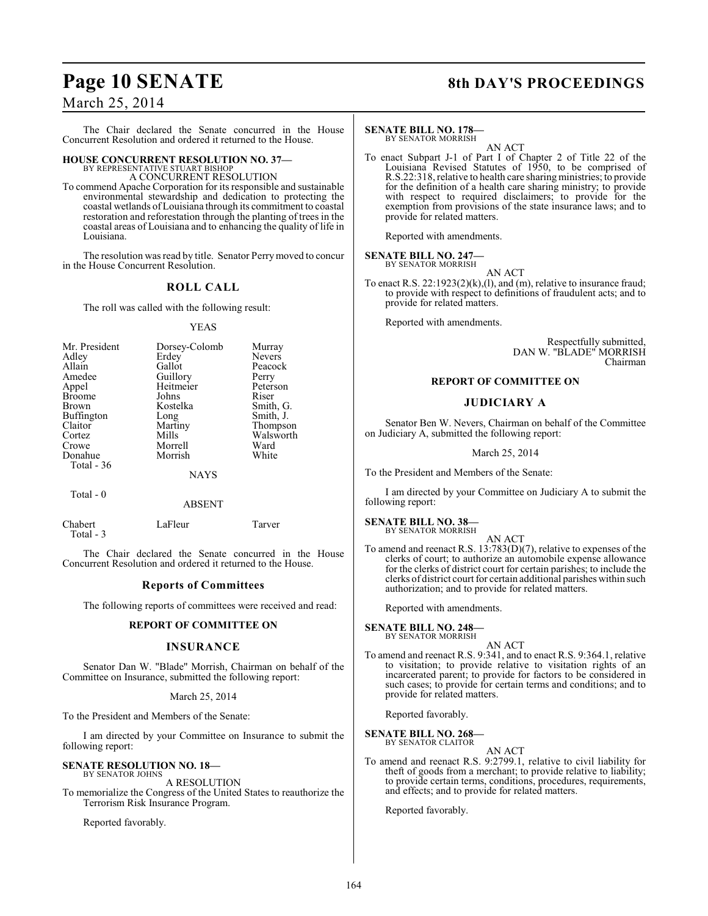The Chair declared the Senate concurred in the House Concurrent Resolution and ordered it returned to the House.

**HOUSE CONCURRENT RESOLUTION NO. 37—**
BY REPRESENTATIVE STUART BISHOP
A CONCURRENT RESOLUTION

To commend Apache Corporation for its responsible and sustainable environmental stewardship and dedication to protecting the coastal wetlands of Louisiana through its commitment to coastal restoration and reforestation through the planting of trees in the coastal areas of Louisiana and to enhancing the quality of life in Louisiana.

The resolution was read by title. Senator Perry moved to concur in the House Concurrent Resolution.

## ROLL CALL

The roll was called with the following result:

YEAS

| | | |
|---|---|---|
| Mr. President | Dorsey-Colomb | Murray |
| Adley | Erdey | Nevers |
| Allain | Gallot | Peacock |
| Amedee | Guillory | Perry |
| Appel | Heitmeier | Peterson |
| Broome | Johns | Riser |
| Brown | Kostelka | Smith, G. |
| Buffington | Long | Smith, J. |
| Claitor | Martiny | Thompson |
| Cortez | Mills | Walsworth |
| Crowe | Morrell | Ward |
| Donahue | Morrish | White |

Total - 36

NAYS

Total - 0

ABSENT

| | | |
|---|---|---|
| Chabert | LaFleur | Tarver |

Total - 3

The Chair declared the Senate concurred in the House Concurrent Resolution and ordered it returned to the House.

## Reports of Committees

The following reports of committees were received and read:

### REPORT OF COMMITTEE ON

### INSURANCE

Senator Dan W. "Blade" Morrish, Chairman on behalf of the Committee on Insurance, submitted the following report:

March 25, 2014

To the President and Members of the Senate:

I am directed by your Committee on Insurance to submit the following report:

**SENATE RESOLUTION NO. 18—**
BY SENATOR JOHNS
A RESOLUTION

To memorialize the Congress of the United States to reauthorize the Terrorism Risk Insurance Program.

Reported favorably.

**SENATE BILL NO. 178—**
BY SENATOR MORRISH
AN ACT

To enact Subpart J-1 of Part I of Chapter 2 of Title 22 of the Louisiana Revised Statutes of 1950, to be comprised of R.S.22:318, relative to health care sharing ministries; to provide for the definition of a health care sharing ministry; to provide with respect to required disclaimers; to provide for the exemption from provisions of the state insurance laws; and to provide for related matters.

Reported with amendments.

**SENATE BILL NO. 247—**
BY SENATOR MORRISH
AN ACT

To enact R.S. 22:1923(2)(k),(l), and (m), relative to insurance fraud; to provide with respect to definitions of fraudulent acts; and to provide for related matters.

Reported with amendments.

Respectfully submitted,
DAN W. "BLADE" MORRISH
Chairman

### REPORT OF COMMITTEE ON

### JUDICIARY A

Senator Ben W. Nevers, Chairman on behalf of the Committee on Judiciary A, submitted the following report:

March 25, 2014

To the President and Members of the Senate:

I am directed by your Committee on Judiciary A to submit the following report:

**SENATE BILL NO. 38—**
BY SENATOR MORRISH
AN ACT

To amend and reenact R.S. 13:783(D)(7), relative to expenses of the clerks of court; to authorize an automobile expense allowance for the clerks of district court for certain parishes; to include the clerks of district court for certain additional parishes within such authorization; and to provide for related matters.

Reported with amendments.

**SENATE BILL NO. 248—**
BY SENATOR MORRISH
AN ACT

To amend and reenact R.S. 9:341, and to enact R.S. 9:364.1, relative to visitation; to provide relative to visitation rights of an incarcerated parent; to provide for factors to be considered in such cases; to provide for certain terms and conditions; and to provide for related matters.

Reported favorably.

**SENATE BILL NO. 268—**
BY SENATOR CLAITOR
AN ACT

To amend and reenact R.S. 9:2799.1, relative to civil liability for theft of goods from a merchant; to provide relative to liability; to provide certain terms, conditions, procedures, requirements, and effects; and to provide for related matters.

Reported favorably.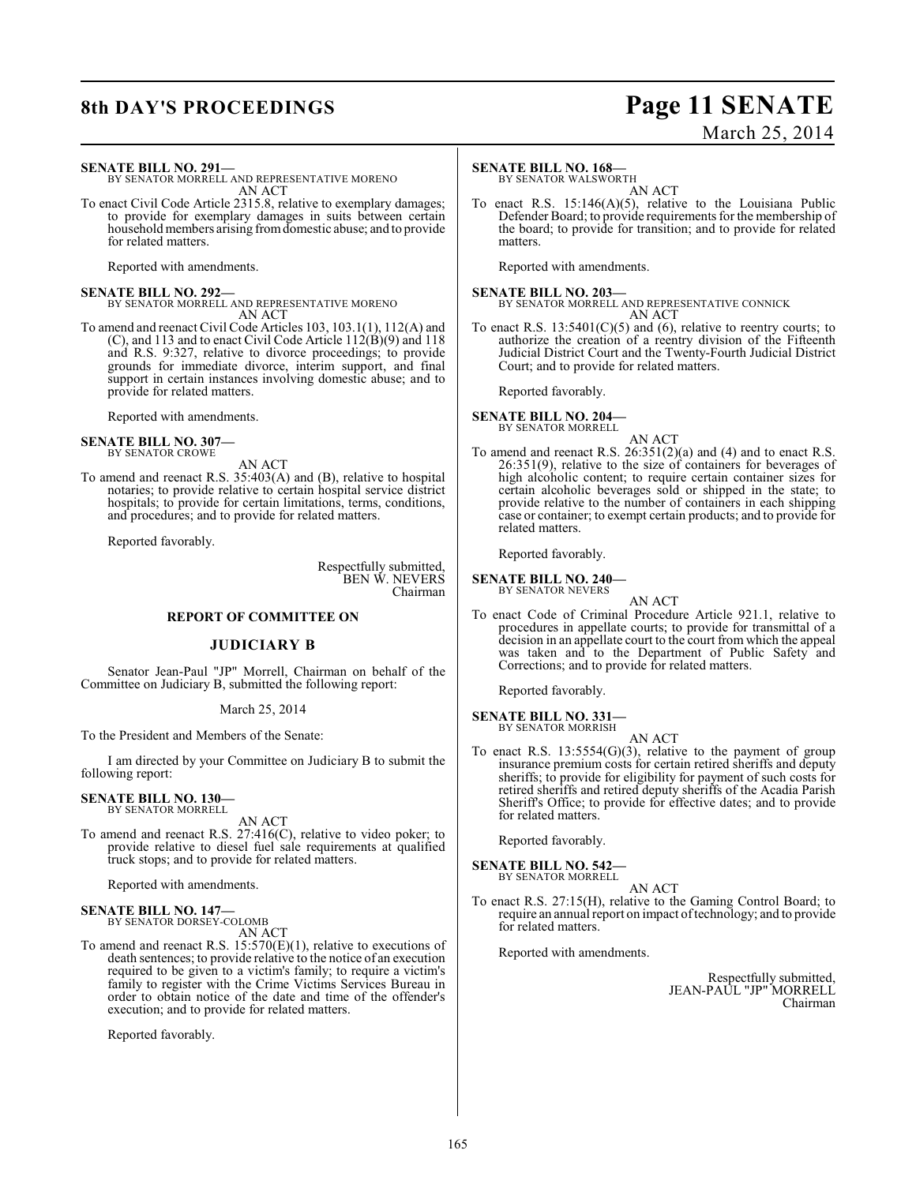**SENATE BILL NO. 291—**
BY SENATOR MORRELL AND REPRESENTATIVE MORENO
AN ACT

To enact Civil Code Article 2315.8, relative to exemplary damages; to provide for exemplary damages in suits between certain household members arising from domestic abuse; and to provide for related matters.

Reported with amendments.

**SENATE BILL NO. 292—**
BY SENATOR MORRELL AND REPRESENTATIVE MORENO
AN ACT

To amend and reenact Civil Code Articles 103, 103.1(1), 112(A) and (C), and 113 and to enact Civil Code Article 112(B)(9) and 118 and R.S. 9:327, relative to divorce proceedings; to provide grounds for immediate divorce, interim support, and final support in certain instances involving domestic abuse; and to provide for related matters.

Reported with amendments.

**SENATE BILL NO. 307—**
BY SENATOR CROWE
AN ACT

To amend and reenact R.S. 35:403(A) and (B), relative to hospital notaries; to provide relative to certain hospital service district hospitals; to provide for certain limitations, terms, conditions, and procedures; and to provide for related matters.

Reported favorably.

Respectfully submitted,
BEN W. NEVERS
Chairman

## REPORT OF COMMITTEE ON

## JUDICIARY B

Senator Jean-Paul "JP" Morrell, Chairman on behalf of the Committee on Judiciary B, submitted the following report:

March 25, 2014

To the President and Members of the Senate:

I am directed by your Committee on Judiciary B to submit the following report:

**SENATE BILL NO. 130—**
BY SENATOR MORRELL
AN ACT

To amend and reenact R.S. 27:416(C), relative to video poker; to provide relative to diesel fuel sale requirements at qualified truck stops; and to provide for related matters.

Reported with amendments.

**SENATE BILL NO. 147—**
BY SENATOR DORSEY-COLOMB
AN ACT

To amend and reenact R.S. 15:570(E)(1), relative to executions of death sentences; to provide relative to the notice of an execution required to be given to a victim's family; to require a victim's family to register with the Crime Victims Services Bureau in order to obtain notice of the date and time of the offender's execution; and to provide for related matters.

Reported favorably.

**SENATE BILL NO. 168—**
BY SENATOR WALSWORTH
AN ACT

To enact R.S. 15:146(A)(5), relative to the Louisiana Public Defender Board; to provide requirements for the membership of the board; to provide for transition; and to provide for related matters.

Reported with amendments.

**SENATE BILL NO. 203—**
BY SENATOR MORRELL AND REPRESENTATIVE CONNICK
AN ACT

To enact R.S. 13:5401(C)(5) and (6), relative to reentry courts; to authorize the creation of a reentry division of the Fifteenth Judicial District Court and the Twenty-Fourth Judicial District Court; and to provide for related matters.

Reported favorably.

**SENATE BILL NO. 204—**
BY SENATOR MORRELL
AN ACT

To amend and reenact R.S. 26:351(2)(a) and (4) and to enact R.S. 26:351(9), relative to the size of containers for beverages of high alcoholic content; to require certain container sizes for certain alcoholic beverages sold or shipped in the state; to provide relative to the number of containers in each shipping case or container; to exempt certain products; and to provide for related matters.

Reported favorably.

**SENATE BILL NO. 240—**
BY SENATOR NEVERS
AN ACT

To enact Code of Criminal Procedure Article 921.1, relative to procedures in appellate courts; to provide for transmittal of a decision in an appellate court to the court from which the appeal was taken and to the Department of Public Safety and Corrections; and to provide for related matters.

Reported favorably.

**SENATE BILL NO. 331—**
BY SENATOR MORRISH
AN ACT

To enact R.S. 13:5554(G)(3), relative to the payment of group insurance premium costs for certain retired sheriffs and deputy sheriffs; to provide for eligibility for payment of such costs for retired sheriffs and retired deputy sheriffs of the Acadia Parish Sheriff's Office; to provide for effective dates; and to provide for related matters.

Reported favorably.

**SENATE BILL NO. 542—**
BY SENATOR MORRELL
AN ACT

To enact R.S. 27:15(H), relative to the Gaming Control Board; to require an annual report on impact of technology; and to provide for related matters.

Reported with amendments.

Respectfully submitted,
JEAN-PAUL "JP" MORRELL
Chairman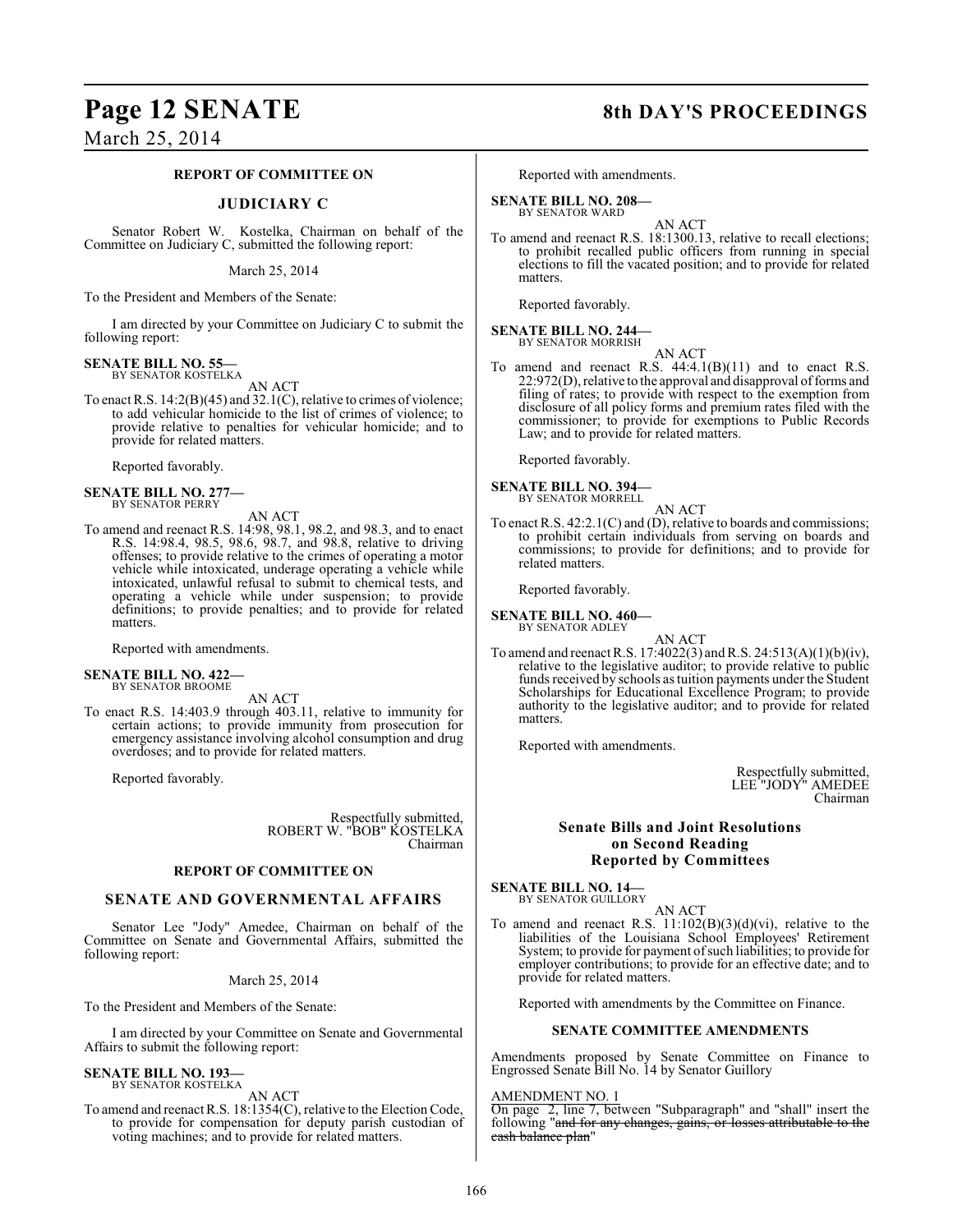### REPORT OF COMMITTEE ON

### JUDICIARY C

Senator Robert W. Kostelka, Chairman on behalf of the Committee on Judiciary C, submitted the following report:

March 25, 2014

To the President and Members of the Senate:

I am directed by your Committee on Judiciary C to submit the following report:

**SENATE BILL NO. 55—**
BY SENATOR KOSTELKA

AN ACT

To enact R.S. 14:2(B)(45) and 32.1(C), relative to crimes of violence; to add vehicular homicide to the list of crimes of violence; to provide relative to penalties for vehicular homicide; and to provide for related matters.

Reported favorably.

**SENATE BILL NO. 277—**
BY SENATOR PERRY

AN ACT

To amend and reenact R.S. 14:98, 98.1, 98.2, and 98.3, and to enact R.S. 14:98.4, 98.5, 98.6, 98.7, and 98.8, relative to driving offenses; to provide relative to the crimes of operating a motor vehicle while intoxicated, underage operating a vehicle while intoxicated, unlawful refusal to submit to chemical tests, and operating a vehicle while under suspension; to provide definitions; to provide penalties; and to provide for related matters.

Reported with amendments.

**SENATE BILL NO. 422—**
BY SENATOR BROOME

AN ACT

To enact R.S. 14:403.9 through 403.11, relative to immunity for certain actions; to provide immunity from prosecution for emergency assistance involving alcohol consumption and drug overdoses; and to provide for related matters.

Reported favorably.

Respectfully submitted,
ROBERT W. "BOB" KOSTELKA
Chairman

### REPORT OF COMMITTEE ON

### SENATE AND GOVERNMENTAL AFFAIRS

Senator Lee "Jody" Amedee, Chairman on behalf of the Committee on Senate and Governmental Affairs, submitted the following report:

March 25, 2014

To the President and Members of the Senate:

I am directed by your Committee on Senate and Governmental Affairs to submit the following report:

**SENATE BILL NO. 193—**
BY SENATOR KOSTELKA

AN ACT

To amend and reenact R.S. 18:1354(C), relative to the Election Code, to provide for compensation for deputy parish custodian of voting machines; and to provide for related matters.

Reported with amendments.

**SENATE BILL NO. 208—**
BY SENATOR WARD

AN ACT

To amend and reenact R.S. 18:1300.13, relative to recall elections; to prohibit recalled public officers from running in special elections to fill the vacated position; and to provide for related matters.

Reported favorably.

**SENATE BILL NO. 244—**
BY SENATOR MORRISH

AN ACT

To amend and reenact R.S. 44:4.1(B)(11) and to enact R.S. 22:972(D), relative to the approval and disapproval of forms and filing of rates; to provide with respect to the exemption from disclosure of all policy forms and premium rates filed with the commissioner; to provide for exemptions to Public Records Law; and to provide for related matters.

Reported favorably.

**SENATE BILL NO. 394—**
BY SENATOR MORRELL

AN ACT

To enact R.S. 42:2.1(C) and (D), relative to boards and commissions; to prohibit certain individuals from serving on boards and commissions; to provide for definitions; and to provide for related matters.

Reported favorably.

**SENATE BILL NO. 460—**
BY SENATOR ADLEY

AN ACT

To amend and reenact R.S. 17:4022(3) and R.S. 24:513(A)(1)(b)(iv), relative to the legislative auditor; to provide relative to public funds received by schools as tuition payments under the Student Scholarships for Educational Excellence Program; to provide authority to the legislative auditor; and to provide for related matters.

Reported with amendments.

Respectfully submitted,
LEE "JODY" AMEDEE
Chairman

### Senate Bills and Joint Resolutions on Second Reading Reported by Committees

**SENATE BILL NO. 14—**
BY SENATOR GUILLORY

AN ACT

To amend and reenact R.S. 11:102(B)(3)(d)(vi), relative to the liabilities of the Louisiana School Employees' Retirement System; to provide for payment of such liabilities; to provide for employer contributions; to provide for an effective date; and to provide for related matters.

Reported with amendments by the Committee on Finance.

#### SENATE COMMITTEE AMENDMENTS

Amendments proposed by Senate Committee on Finance to Engrossed Senate Bill No. 14 by Senator Guillory

AMENDMENT NO. 1

On page 2, line 7, between "Subparagraph" and "shall" insert the following "~~and for any changes, gains, or losses attributable to the cash balance plan~~"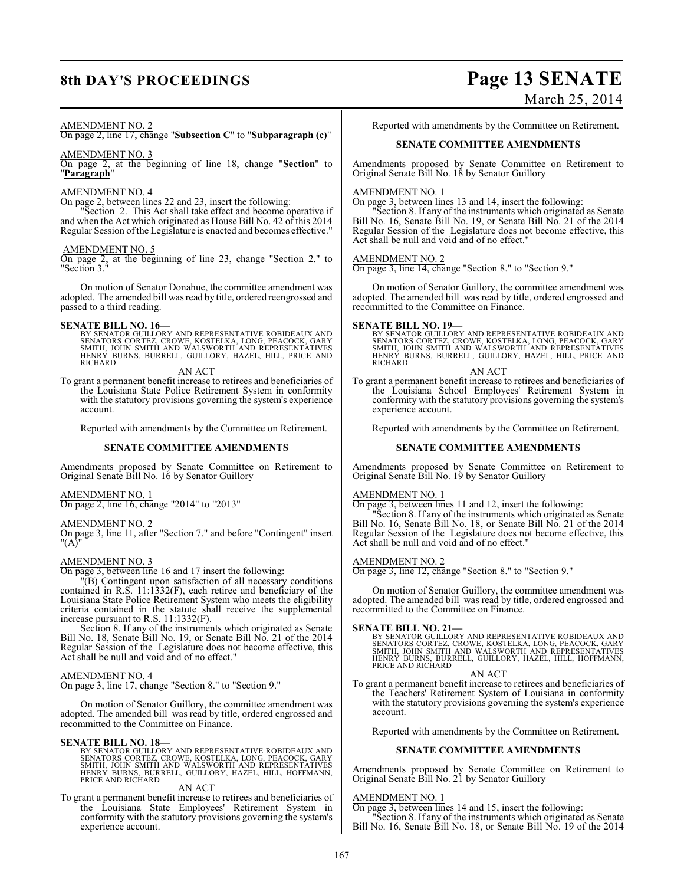AMENDMENT NO. 2

On page 2, line 17, change "**Subsection C**" to "**Subparagraph (c)**"

AMENDMENT NO. 3

On page 2, at the beginning of line 18, change "**Section**" to "**Paragraph**"

AMENDMENT NO. 4

On page 2, between lines 22 and 23, insert the following:

"Section 2. This Act shall take effect and become operative if and when the Act which originated as House Bill No. 42 of this 2014 Regular Session of the Legislature is enacted and becomes effective."

AMENDMENT NO. 5

On page 2, at the beginning of line 23, change "Section 2." to "Section 3."

On motion of Senator Donahue, the committee amendment was adopted. The amended bill was read by title, ordered reengrossed and passed to a third reading.

**SENATE BILL NO. 16—**

BY SENATOR GUILLORY AND REPRESENTATIVE ROBIDEAUX AND SENATORS CORTEZ, CROWE, KOSTELKA, LONG, PEACOCK, GARY SMITH, JOHN SMITH AND WALSWORTH AND REPRESENTATIVES HENRY BURNS, BURRELL, GUILLORY, HAZEL, HILL, PRICE AND RICHARD

AN ACT

To grant a permanent benefit increase to retirees and beneficiaries of the Louisiana State Police Retirement System in conformity with the statutory provisions governing the system's experience account.

Reported with amendments by the Committee on Retirement.

**SENATE COMMITTEE AMENDMENTS**

Amendments proposed by Senate Committee on Retirement to Original Senate Bill No. 16 by Senator Guillory

AMENDMENT NO. 1

On page 2, line 16, change "2014" to "2013"

AMENDMENT NO. 2

On page 3, line 11, after "Section 7." and before "Contingent" insert "(A)"

AMENDMENT NO. 3

On page 3, between line 16 and 17 insert the following:

"(B) Contingent upon satisfaction of all necessary conditions contained in R.S. 11:1332(F), each retiree and beneficiary of the Louisiana State Police Retirement System who meets the eligibility criteria contained in the statute shall receive the supplemental increase pursuant to R.S. 11:1332(F).

Section 8. If any of the instruments which originated as Senate Bill No. 18, Senate Bill No. 19, or Senate Bill No. 21 of the 2014 Regular Session of the Legislature does not become effective, this Act shall be null and void and of no effect."

AMENDMENT NO. 4

On page 3, line 17, change "Section 8." to "Section 9."

On motion of Senator Guillory, the committee amendment was adopted. The amended bill was read by title, ordered engrossed and recommitted to the Committee on Finance.

**SENATE BILL NO. 18—**

BY SENATOR GUILLORY AND REPRESENTATIVE ROBIDEAUX AND SENATORS CORTEZ, CROWE, KOSTELKA, LONG, PEACOCK, GARY SMITH, JOHN SMITH AND WALSWORTH AND REPRESENTATIVES HENRY BURNS, BURRELL, GUILLORY, HAZEL, HILL, HOFFMANN, PRICE AND RICHARD

AN ACT

To grant a permanent benefit increase to retirees and beneficiaries of the Louisiana State Employees' Retirement System in conformity with the statutory provisions governing the system's experience account.

Reported with amendments by the Committee on Retirement.

**SENATE COMMITTEE AMENDMENTS**

Amendments proposed by Senate Committee on Retirement to Original Senate Bill No. 18 by Senator Guillory

AMENDMENT NO. 1

On page 3, between lines 13 and 14, insert the following:

"Section 8. If any of the instruments which originated as Senate Bill No. 16, Senate Bill No. 19, or Senate Bill No. 21 of the 2014 Regular Session of the Legislature does not become effective, this Act shall be null and void and of no effect."

AMENDMENT NO. 2

On page 3, line 14, change "Section 8." to "Section 9."

On motion of Senator Guillory, the committee amendment was adopted. The amended bill was read by title, ordered engrossed and recommitted to the Committee on Finance.

**SENATE BILL NO. 19—**

BY SENATOR GUILLORY AND REPRESENTATIVE ROBIDEAUX AND SENATORS CORTEZ, CROWE, KOSTELKA, LONG, PEACOCK, GARY SMITH, JOHN SMITH AND WALSWORTH AND REPRESENTATIVES HENRY BURNS, BURRELL, GUILLORY, HAZEL, HILL, PRICE AND RICHARD

AN ACT

To grant a permanent benefit increase to retirees and beneficiaries of the Louisiana School Employees' Retirement System in conformity with the statutory provisions governing the system's experience account.

Reported with amendments by the Committee on Retirement.

**SENATE COMMITTEE AMENDMENTS**

Amendments proposed by Senate Committee on Retirement to Original Senate Bill No. 19 by Senator Guillory

AMENDMENT NO. 1

On page 3, between lines 11 and 12, insert the following:

"Section 8. If any of the instruments which originated as Senate Bill No. 16, Senate Bill No. 18, or Senate Bill No. 21 of the 2014 Regular Session of the Legislature does not become effective, this Act shall be null and void and of no effect."

AMENDMENT NO. 2

On page 3, line 12, change "Section 8." to "Section 9."

On motion of Senator Guillory, the committee amendment was adopted. The amended bill was read by title, ordered engrossed and recommitted to the Committee on Finance.

**SENATE BILL NO. 21—**

BY SENATOR GUILLORY AND REPRESENTATIVE ROBIDEAUX AND SENATORS CORTEZ, CROWE, KOSTELKA, LONG, PEACOCK, GARY SMITH, JOHN SMITH AND WALSWORTH AND REPRESENTATIVES HENRY BURNS, BURRELL, GUILLORY, HAZEL, HILL, HOFFMANN, PRICE AND RICHARD

AN ACT

To grant a permanent benefit increase to retirees and beneficiaries of the Teachers' Retirement System of Louisiana in conformity with the statutory provisions governing the system's experience account.

Reported with amendments by the Committee on Retirement.

**SENATE COMMITTEE AMENDMENTS**

Amendments proposed by Senate Committee on Retirement to Original Senate Bill No. 21 by Senator Guillory

AMENDMENT NO. 1

On page 3, between lines 14 and 15, insert the following:

"Section 8. If any of the instruments which originated as Senate Bill No. 16, Senate Bill No. 18, or Senate Bill No. 19 of the 2014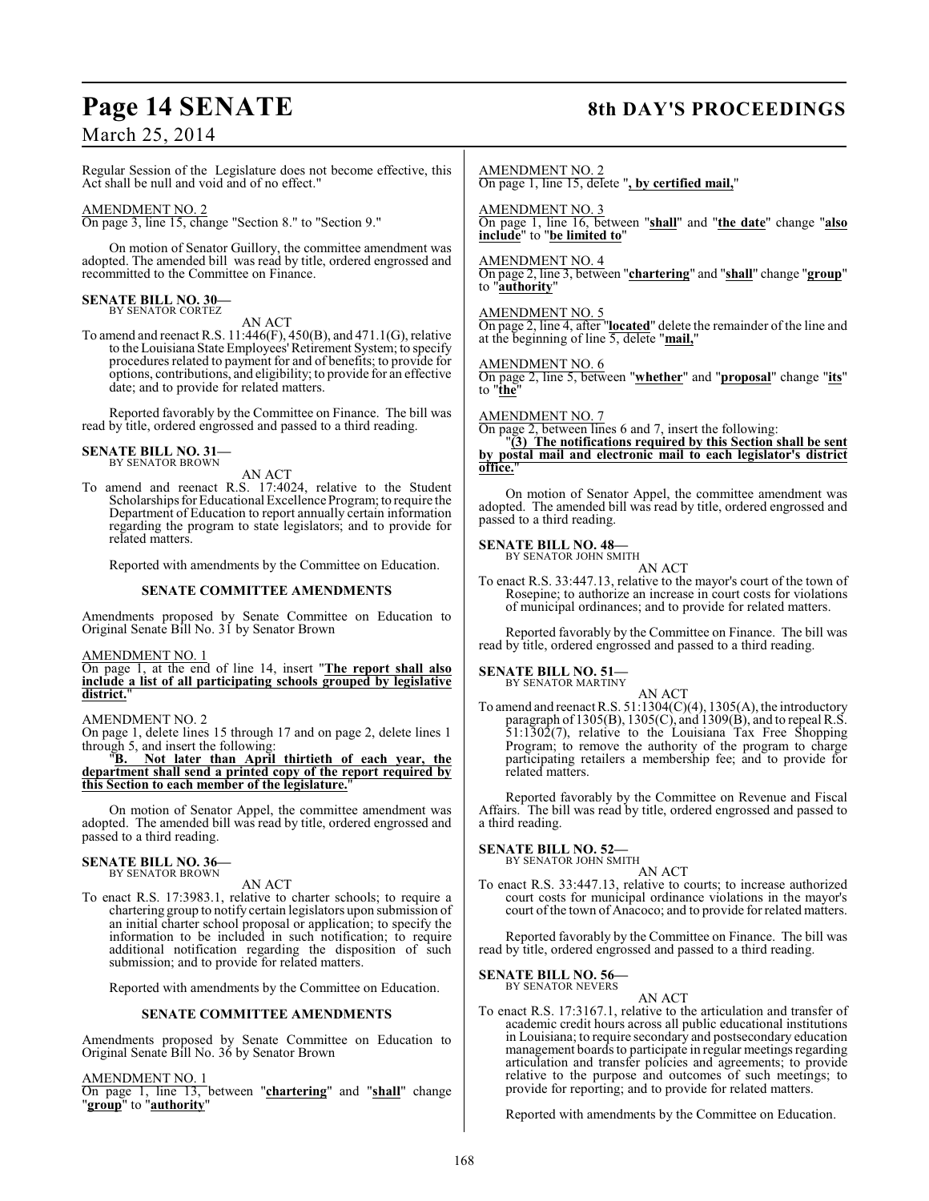Regular Session of the Legislature does not become effective, this Act shall be null and void and of no effect."

AMENDMENT NO. 2

On page 3, line 15, change "Section 8." to "Section 9."

On motion of Senator Guillory, the committee amendment was adopted. The amended bill was read by title, ordered engrossed and recommitted to the Committee on Finance.

**SENATE BILL NO. 30—**
BY SENATOR CORTEZ

AN ACT

To amend and reenact R.S. 11:446(F), 450(B), and 471.1(G), relative to the Louisiana State Employees' Retirement System; to specify procedures related to payment for and of benefits; to provide for options, contributions, and eligibility; to provide for an effective date; and to provide for related matters.

Reported favorably by the Committee on Finance. The bill was read by title, ordered engrossed and passed to a third reading.

**SENATE BILL NO. 31—**
BY SENATOR BROWN

AN ACT

To amend and reenact R.S. 17:4024, relative to the Student Scholarships for Educational Excellence Program; to require the Department of Education to report annually certain information regarding the program to state legislators; and to provide for related matters.

Reported with amendments by the Committee on Education.

**SENATE COMMITTEE AMENDMENTS**

Amendments proposed by Senate Committee on Education to Original Senate Bill No. 31 by Senator Brown

AMENDMENT NO. 1

On page 1, at the end of line 14, insert "**The report shall also include a list of all participating schools grouped by legislative district.**"

AMENDMENT NO. 2

On page 1, delete lines 15 through 17 and on page 2, delete lines 1 through 5, and insert the following:

"**B. Not later than April thirtieth of each year, the department shall send a printed copy of the report required by this Section to each member of the legislature.**"

On motion of Senator Appel, the committee amendment was adopted. The amended bill was read by title, ordered engrossed and passed to a third reading.

**SENATE BILL NO. 36—**
BY SENATOR BROWN

AN ACT

To enact R.S. 17:3983.1, relative to charter schools; to require a chartering group to notify certain legislators upon submission of an initial charter school proposal or application; to specify the information to be included in such notification; to require additional notification regarding the disposition of such submission; and to provide for related matters.

Reported with amendments by the Committee on Education.

**SENATE COMMITTEE AMENDMENTS**

Amendments proposed by Senate Committee on Education to Original Senate Bill No. 36 by Senator Brown

AMENDMENT NO. 1

On page 1, line 13, between "**chartering**" and "**shall**" change "**group**" to "**authority**"

AMENDMENT NO. 2

On page 1, line 15, delete "**, by certified mail,**"

AMENDMENT NO. 3

On page 1, line 16, between "**shall**" and "**the date**" change "**also include**" to "**be limited to**"

AMENDMENT NO. 4

On page 2, line 3, between "**chartering**" and "**shall**" change "**group**" to "**authority**"

AMENDMENT NO. 5

On page 2, line 4, after "**located**" delete the remainder of the line and at the beginning of line 5, delete "**mail,**"

AMENDMENT NO. 6

On page 2, line 5, between "**whether**" and "**proposal**" change "**its**" to "**the**"

AMENDMENT NO. 7

On page 2, between lines 6 and 7, insert the following:

"**(3) The notifications required by this Section shall be sent by postal mail and electronic mail to each legislator's district office.**"

On motion of Senator Appel, the committee amendment was adopted. The amended bill was read by title, ordered engrossed and passed to a third reading.

**SENATE BILL NO. 48—**
BY SENATOR JOHN SMITH

AN ACT

To enact R.S. 33:447.13, relative to the mayor's court of the town of Rosepine; to authorize an increase in court costs for violations of municipal ordinances; and to provide for related matters.

Reported favorably by the Committee on Finance. The bill was read by title, ordered engrossed and passed to a third reading.

**SENATE BILL NO. 51—**
BY SENATOR MARTINY

AN ACT

To amend and reenact R.S. 51:1304(C)(4), 1305(A), the introductory paragraph of 1305(B), 1305(C), and 1309(B), and to repeal R.S. 51:1302(7), relative to the Louisiana Tax Free Shopping Program; to remove the authority of the program to charge participating retailers a membership fee; and to provide for related matters.

Reported favorably by the Committee on Revenue and Fiscal Affairs. The bill was read by title, ordered engrossed and passed to a third reading.

**SENATE BILL NO. 52—**
BY SENATOR JOHN SMITH

AN ACT

To enact R.S. 33:447.13, relative to courts; to increase authorized court costs for municipal ordinance violations in the mayor's court of the town of Anacoco; and to provide for related matters.

Reported favorably by the Committee on Finance. The bill was read by title, ordered engrossed and passed to a third reading.

**SENATE BILL NO. 56—**
BY SENATOR NEVERS

AN ACT

To enact R.S. 17:3167.1, relative to the articulation and transfer of academic credit hours across all public educational institutions in Louisiana; to require secondary and postsecondary education management boards to participate in regular meetings regarding articulation and transfer policies and agreements; to provide relative to the purpose and outcomes of such meetings; to provide for reporting; and to provide for related matters.

Reported with amendments by the Committee on Education.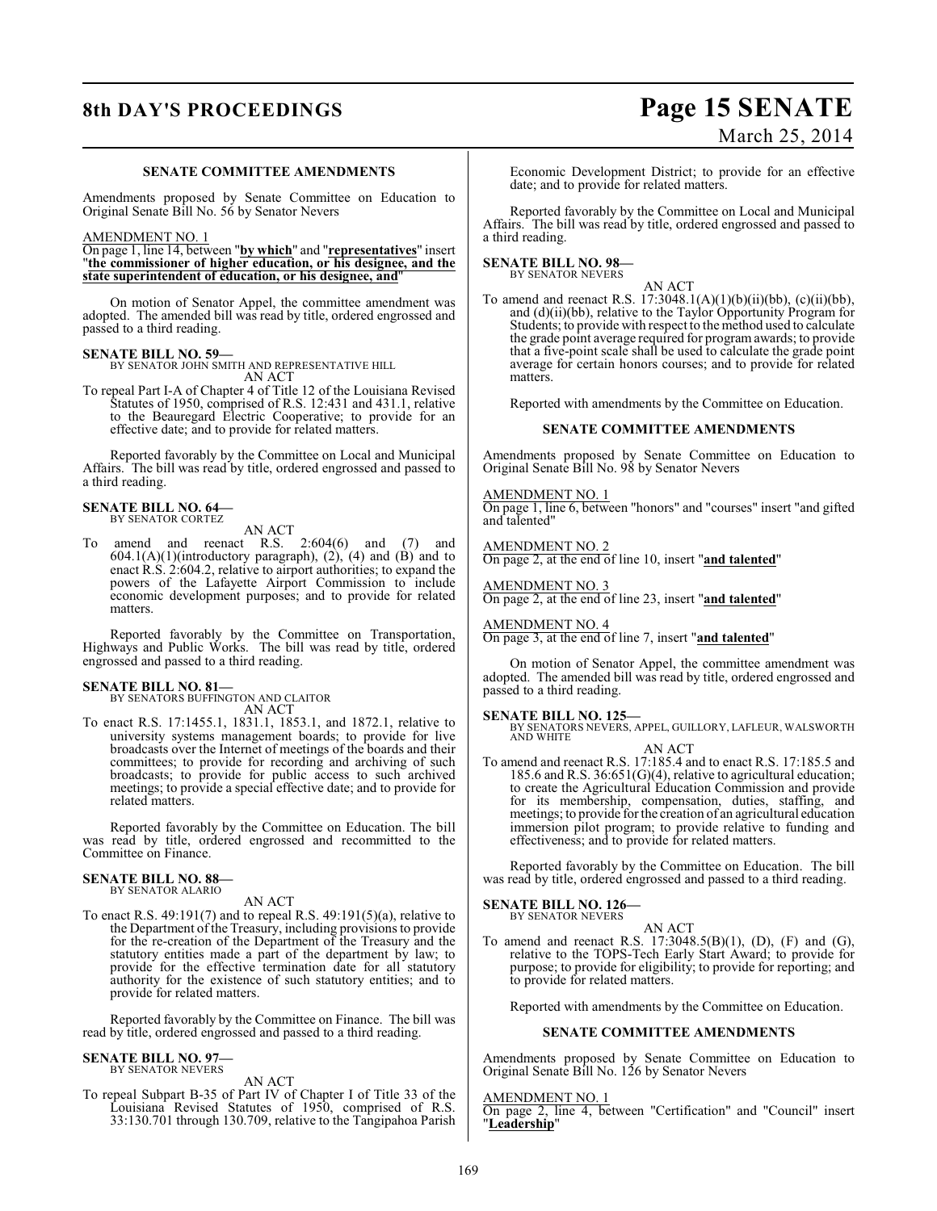### SENATE COMMITTEE AMENDMENTS

Amendments proposed by Senate Committee on Education to Original Senate Bill No. 56 by Senator Nevers

AMENDMENT NO. 1

On page 1, line 14, between "**by which**" and "**representatives**" insert "**the commissioner of higher education, or his designee, and the state superintendent of education, or his designee, and**"

On motion of Senator Appel, the committee amendment was adopted. The amended bill was read by title, ordered engrossed and passed to a third reading.

**SENATE BILL NO. 59—**
BY SENATOR JOHN SMITH AND REPRESENTATIVE HILL
AN ACT

To repeal Part I-A of Chapter 4 of Title 12 of the Louisiana Revised Statutes of 1950, comprised of R.S. 12:431 and 431.1, relative to the Beauregard Electric Cooperative; to provide for an effective date; and to provide for related matters.

Reported favorably by the Committee on Local and Municipal Affairs. The bill was read by title, ordered engrossed and passed to a third reading.

**SENATE BILL NO. 64—**
BY SENATOR CORTEZ
AN ACT

To amend and reenact R.S. 2:604(6) and (7) and 604.1(A)(1)(introductory paragraph), (2), (4) and (B) and to enact R.S. 2:604.2, relative to airport authorities; to expand the powers of the Lafayette Airport Commission to include economic development purposes; and to provide for related matters.

Reported favorably by the Committee on Transportation, Highways and Public Works. The bill was read by title, ordered engrossed and passed to a third reading.

**SENATE BILL NO. 81—**
BY SENATORS BUFFINGTON AND CLAITOR
AN ACT

To enact R.S. 17:1455.1, 1831.1, 1853.1, and 1872.1, relative to university systems management boards; to provide for live broadcasts over the Internet of meetings of the boards and their committees; to provide for recording and archiving of such broadcasts; to provide for public access to such archived meetings; to provide a special effective date; and to provide for related matters.

Reported favorably by the Committee on Education. The bill was read by title, ordered engrossed and recommitted to the Committee on Finance.

**SENATE BILL NO. 88—**
BY SENATOR ALARIO
AN ACT

To enact R.S. 49:191(7) and to repeal R.S. 49:191(5)(a), relative to the Department of the Treasury, including provisions to provide for the re-creation of the Department of the Treasury and the statutory entities made a part of the department by law; to provide for the effective termination date for all statutory authority for the existence of such statutory entities; and to provide for related matters.

Reported favorably by the Committee on Finance. The bill was read by title, ordered engrossed and passed to a third reading.

**SENATE BILL NO. 97—**
BY SENATOR NEVERS
AN ACT

To repeal Subpart B-35 of Part IV of Chapter I of Title 33 of the Louisiana Revised Statutes of 1950, comprised of R.S. 33:130.701 through 130.709, relative to the Tangipahoa Parish Economic Development District; to provide for an effective date; and to provide for related matters.

Reported favorably by the Committee on Local and Municipal Affairs. The bill was read by title, ordered engrossed and passed to a third reading.

**SENATE BILL NO. 98—**
BY SENATOR NEVERS
AN ACT

To amend and reenact R.S. 17:3048.1(A)(1)(b)(ii)(bb), (c)(ii)(bb), and (d)(ii)(bb), relative to the Taylor Opportunity Program for Students; to provide with respect to the method used to calculate the grade point average required for program awards; to provide that a five-point scale shall be used to calculate the grade point average for certain honors courses; and to provide for related matters.

Reported with amendments by the Committee on Education.

### SENATE COMMITTEE AMENDMENTS

Amendments proposed by Senate Committee on Education to Original Senate Bill No. 98 by Senator Nevers

AMENDMENT NO. 1

On page 1, line 6, between "honors" and "courses" insert "and gifted and talented"

AMENDMENT NO. 2

On page 2, at the end of line 10, insert "**and talented**"

AMENDMENT NO. 3

On page 2, at the end of line 23, insert "**and talented**"

AMENDMENT NO. 4

On page 3, at the end of line 7, insert "**and talented**"

On motion of Senator Appel, the committee amendment was adopted. The amended bill was read by title, ordered engrossed and passed to a third reading.

**SENATE BILL NO. 125—**
BY SENATORS NEVERS, APPEL, GUILLORY, LAFLEUR, WALSWORTH AND WHITE
AN ACT

To amend and reenact R.S. 17:185.4 and to enact R.S. 17:185.5 and 185.6 and R.S. 36:651(G)(4), relative to agricultural education; to create the Agricultural Education Commission and provide for its membership, compensation, duties, staffing, and meetings; to provide for the creation of an agricultural education immersion pilot program; to provide relative to funding and effectiveness; and to provide for related matters.

Reported favorably by the Committee on Education. The bill was read by title, ordered engrossed and passed to a third reading.

**SENATE BILL NO. 126—**
BY SENATOR NEVERS
AN ACT

To amend and reenact R.S. 17:3048.5(B)(1), (D), (F) and (G), relative to the TOPS-Tech Early Start Award; to provide for purpose; to provide for eligibility; to provide for reporting; and to provide for related matters.

Reported with amendments by the Committee on Education.

### SENATE COMMITTEE AMENDMENTS

Amendments proposed by Senate Committee on Education to Original Senate Bill No. 126 by Senator Nevers

AMENDMENT NO. 1

On page 2, line 4, between "Certification" and "Council" insert "**Leadership**"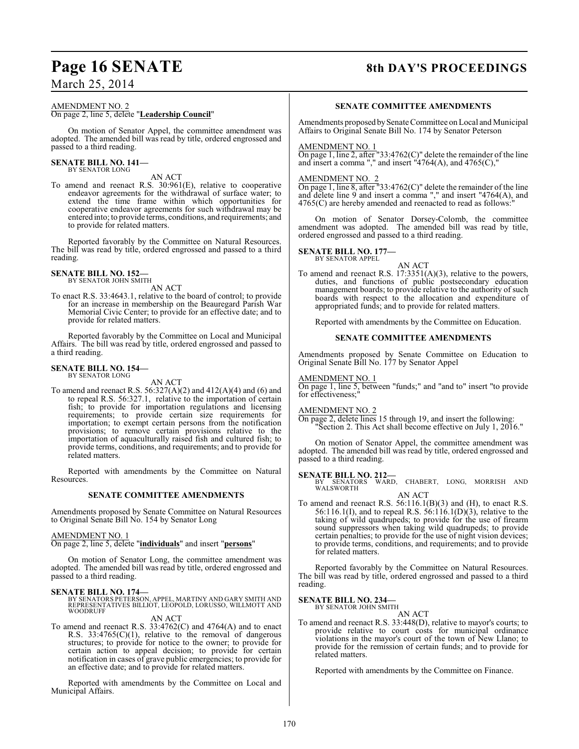AMENDMENT NO. 2

On page 2, line 5, delete "**Leadership Council**"

On motion of Senator Appel, the committee amendment was adopted. The amended bill was read by title, ordered engrossed and passed to a third reading.

**SENATE BILL NO. 141—**
BY SENATOR LONG

AN ACT

To amend and reenact R.S. 30:961(E), relative to cooperative endeavor agreements for the withdrawal of surface water; to extend the time frame within which opportunities for cooperative endeavor agreements for such withdrawal may be entered into; to provide terms, conditions, and requirements; and to provide for related matters.

Reported favorably by the Committee on Natural Resources. The bill was read by title, ordered engrossed and passed to a third reading.

**SENATE BILL NO. 152—**
BY SENATOR JOHN SMITH

AN ACT

To enact R.S. 33:4643.1, relative to the board of control; to provide for an increase in membership on the Beauregard Parish War Memorial Civic Center; to provide for an effective date; and to provide for related matters.

Reported favorably by the Committee on Local and Municipal Affairs. The bill was read by title, ordered engrossed and passed to a third reading.

**SENATE BILL NO. 154—**
BY SENATOR LONG

AN ACT

To amend and reenact R.S. 56:327(A)(2) and 412(A)(4) and (6) and to repeal R.S. 56:327.1, relative to the importation of certain fish; to provide for importation regulations and licensing requirements; to provide certain size requirements for importation; to exempt certain persons from the notification provisions; to remove certain provisions relative to the importation of aquaculturally raised fish and cultured fish; to provide terms, conditions, and requirements; and to provide for related matters.

Reported with amendments by the Committee on Natural Resources.

**SENATE COMMITTEE AMENDMENTS**

Amendments proposed by Senate Committee on Natural Resources to Original Senate Bill No. 154 by Senator Long

AMENDMENT NO. 1

On page 2, line 5, delete "**individuals**" and insert "**persons**"

On motion of Senator Long, the committee amendment was adopted. The amended bill was read by title, ordered engrossed and passed to a third reading.

**SENATE BILL NO. 174—**
BY SENATORS PETERSON, APPEL, MARTINY AND GARY SMITH AND REPRESENTATIVES BILLIOT, LEOPOLD, LORUSSO, WILLMOTT AND WOODRUFF

AN ACT

To amend and reenact R.S. 33:4762(C) and 4764(A) and to enact R.S. 33:4765(C)(1), relative to the removal of dangerous structures; to provide for notice to the owner; to provide for certain action to appeal decision; to provide for certain notification in cases of grave public emergencies; to provide for an effective date; and to provide for related matters.

Reported with amendments by the Committee on Local and Municipal Affairs.

**SENATE COMMITTEE AMENDMENTS**

Amendments proposed by Senate Committee on Local and Municipal Affairs to Original Senate Bill No. 174 by Senator Peterson

AMENDMENT NO. 1

On page 1, line 2, after "33:4762(C)" delete the remainder of the line and insert a comma "," and insert "4764(A), and 4765(C),"

AMENDMENT NO. 2

On page 1, line 8, after "33:4762(C)" delete the remainder of the line and delete line 9 and insert a comma "," and insert "4764(A), and 4765(C) are hereby amended and reenacted to read as follows:"

On motion of Senator Dorsey-Colomb, the committee amendment was adopted. The amended bill was read by title, ordered engrossed and passed to a third reading.

**SENATE BILL NO. 177—**
BY SENATOR APPEL

AN ACT

To amend and reenact R.S. 17:3351(A)(3), relative to the powers, duties, and functions of public postsecondary education management boards; to provide relative to the authority of such boards with respect to the allocation and expenditure of appropriated funds; and to provide for related matters.

Reported with amendments by the Committee on Education.

**SENATE COMMITTEE AMENDMENTS**

Amendments proposed by Senate Committee on Education to Original Senate Bill No. 177 by Senator Appel

AMENDMENT NO. 1

On page 1, line 5, between "funds;" and "and to" insert "to provide for effectiveness;"

AMENDMENT NO. 2

On page 2, delete lines 15 through 19, and insert the following:
"Section 2. This Act shall become effective on July 1, 2016."

On motion of Senator Appel, the committee amendment was adopted. The amended bill was read by title, ordered engrossed and passed to a third reading.

**SENATE BILL NO. 212—**
BY SENATORS WARD, CHABERT, LONG, MORRISH AND WALSWORTH

AN ACT

To amend and reenact R.S. 56:116.1(B)(3) and (H), to enact R.S. 56:116.1(I), and to repeal R.S. 56:116.1(D)(3), relative to the taking of wild quadrupeds; to provide for the use of firearm sound suppressors when taking wild quadrupeds; to provide certain penalties; to provide for the use of night vision devices; to provide terms, conditions, and requirements; and to provide for related matters.

Reported favorably by the Committee on Natural Resources. The bill was read by title, ordered engrossed and passed to a third reading.

**SENATE BILL NO. 234—**
BY SENATOR JOHN SMITH

AN ACT

To amend and reenact R.S. 33:448(D), relative to mayor's courts; to provide relative to court costs for municipal ordinance violations in the mayor's court of the town of New Llano; to provide for the remission of certain funds; and to provide for related matters.

Reported with amendments by the Committee on Finance.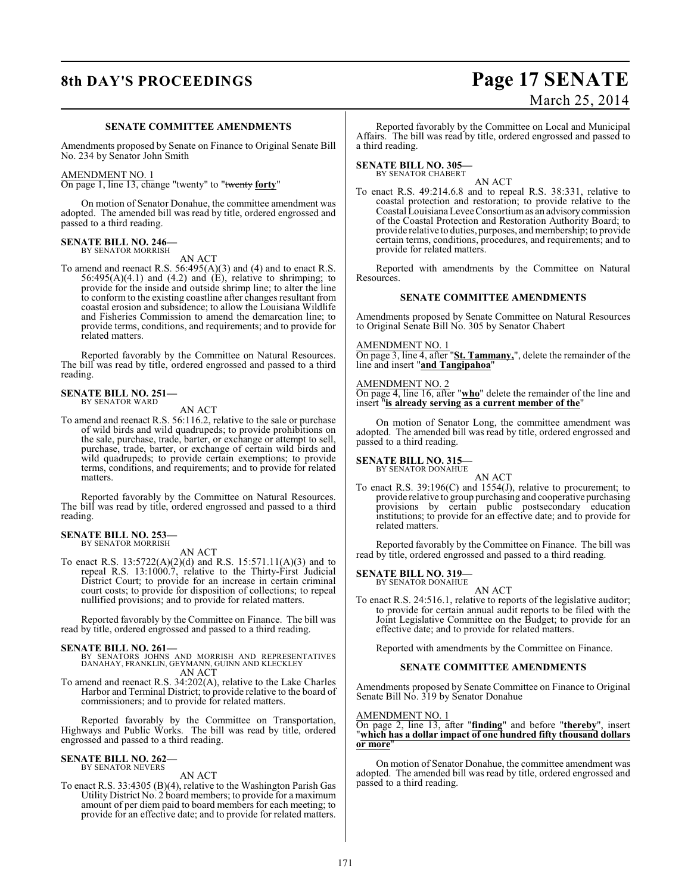**SENATE COMMITTEE AMENDMENTS**

Amendments proposed by Senate on Finance to Original Senate Bill No. 234 by Senator John Smith

AMENDMENT NO. 1
On page 1, line 13, change "twenty" to "~~twenty~~ **forty**"

On motion of Senator Donahue, the committee amendment was adopted. The amended bill was read by title, ordered engrossed and passed to a third reading.

**SENATE BILL NO. 246—**
BY SENATOR MORRISH

AN ACT

To amend and reenact R.S. 56:495(A)(3) and (4) and to enact R.S. 56:495(A)(4.1) and (4.2) and (E), relative to shrimping; to provide for the inside and outside shrimp line; to alter the line to conform to the existing coastline after changes resultant from coastal erosion and subsidence; to allow the Louisiana Wildlife and Fisheries Commission to amend the demarcation line; to provide terms, conditions, and requirements; and to provide for related matters.

Reported favorably by the Committee on Natural Resources. The bill was read by title, ordered engrossed and passed to a third reading.

**SENATE BILL NO. 251—**
BY SENATOR WARD

AN ACT

To amend and reenact R.S. 56:116.2, relative to the sale or purchase of wild birds and wild quadrupeds; to provide prohibitions on the sale, purchase, trade, barter, or exchange or attempt to sell, purchase, trade, barter, or exchange of certain wild birds and wild quadrupeds; to provide certain exemptions; to provide terms, conditions, and requirements; and to provide for related matters.

Reported favorably by the Committee on Natural Resources. The bill was read by title, ordered engrossed and passed to a third reading.

**SENATE BILL NO. 253—**
BY SENATOR MORRISH

AN ACT

To enact R.S. 13:5722(A)(2)(d) and R.S. 15:571.11(A)(3) and to repeal R.S. 13:1000.7, relative to the Thirty-First Judicial District Court; to provide for an increase in certain criminal court costs; to provide for disposition of collections; to repeal nullified provisions; and to provide for related matters.

Reported favorably by the Committee on Finance. The bill was read by title, ordered engrossed and passed to a third reading.

**SENATE BILL NO. 261—**
BY SENATORS JOHNS AND MORRISH AND REPRESENTATIVES DANAHAY, FRANKLIN, GEYMANN, GUINN AND KLECKLEY

AN ACT

To amend and reenact R.S. 34:202(A), relative to the Lake Charles Harbor and Terminal District; to provide relative to the board of commissioners; and to provide for related matters.

Reported favorably by the Committee on Transportation, Highways and Public Works. The bill was read by title, ordered engrossed and passed to a third reading.

**SENATE BILL NO. 262—**
BY SENATOR NEVERS

AN ACT

To enact R.S. 33:4305 (B)(4), relative to the Washington Parish Gas Utility District No. 2 board members; to provide for a maximum amount of per diem paid to board members for each meeting; to provide for an effective date; and to provide for related matters.

Reported favorably by the Committee on Local and Municipal Affairs. The bill was read by title, ordered engrossed and passed to a third reading.

**SENATE BILL NO. 305—**
BY SENATOR CHABERT

AN ACT

To enact R.S. 49:214.6.8 and to repeal R.S. 38:331, relative to coastal protection and restoration; to provide relative to the Coastal Louisiana Levee Consortium as an advisory commission of the Coastal Protection and Restoration Authority Board; to provide relative to duties, purposes, and membership; to provide certain terms, conditions, procedures, and requirements; and to provide for related matters.

Reported with amendments by the Committee on Natural Resources.

**SENATE COMMITTEE AMENDMENTS**

Amendments proposed by Senate Committee on Natural Resources to Original Senate Bill No. 305 by Senator Chabert

AMENDMENT NO. 1
On page 3, line 4, after "**St. Tammany,**", delete the remainder of the line and insert "**and Tangipahoa**"

AMENDMENT NO. 2
On page 4, line 16, after "**who**" delete the remainder of the line and insert "**is already serving as a current member of the**"

On motion of Senator Long, the committee amendment was adopted. The amended bill was read by title, ordered engrossed and passed to a third reading.

**SENATE BILL NO. 315—**
BY SENATOR DONAHUE

AN ACT

To enact R.S. 39:196(C) and 1554(J), relative to procurement; to provide relative to group purchasing and cooperative purchasing provisions by certain public postsecondary education institutions; to provide for an effective date; and to provide for related matters.

Reported favorably by the Committee on Finance. The bill was read by title, ordered engrossed and passed to a third reading.

**SENATE BILL NO. 319—**
BY SENATOR DONAHUE

AN ACT

To enact R.S. 24:516.1, relative to reports of the legislative auditor; to provide for certain annual audit reports to be filed with the Joint Legislative Committee on the Budget; to provide for an effective date; and to provide for related matters.

Reported with amendments by the Committee on Finance.

**SENATE COMMITTEE AMENDMENTS**

Amendments proposed by Senate Committee on Finance to Original Senate Bill No. 319 by Senator Donahue

AMENDMENT NO. 1
On page 2, line 13, after "**finding**" and before "**thereby**", insert "**which has a dollar impact of one hundred fifty thousand dollars or more**"

On motion of Senator Donahue, the committee amendment was adopted. The amended bill was read by title, ordered engrossed and passed to a third reading.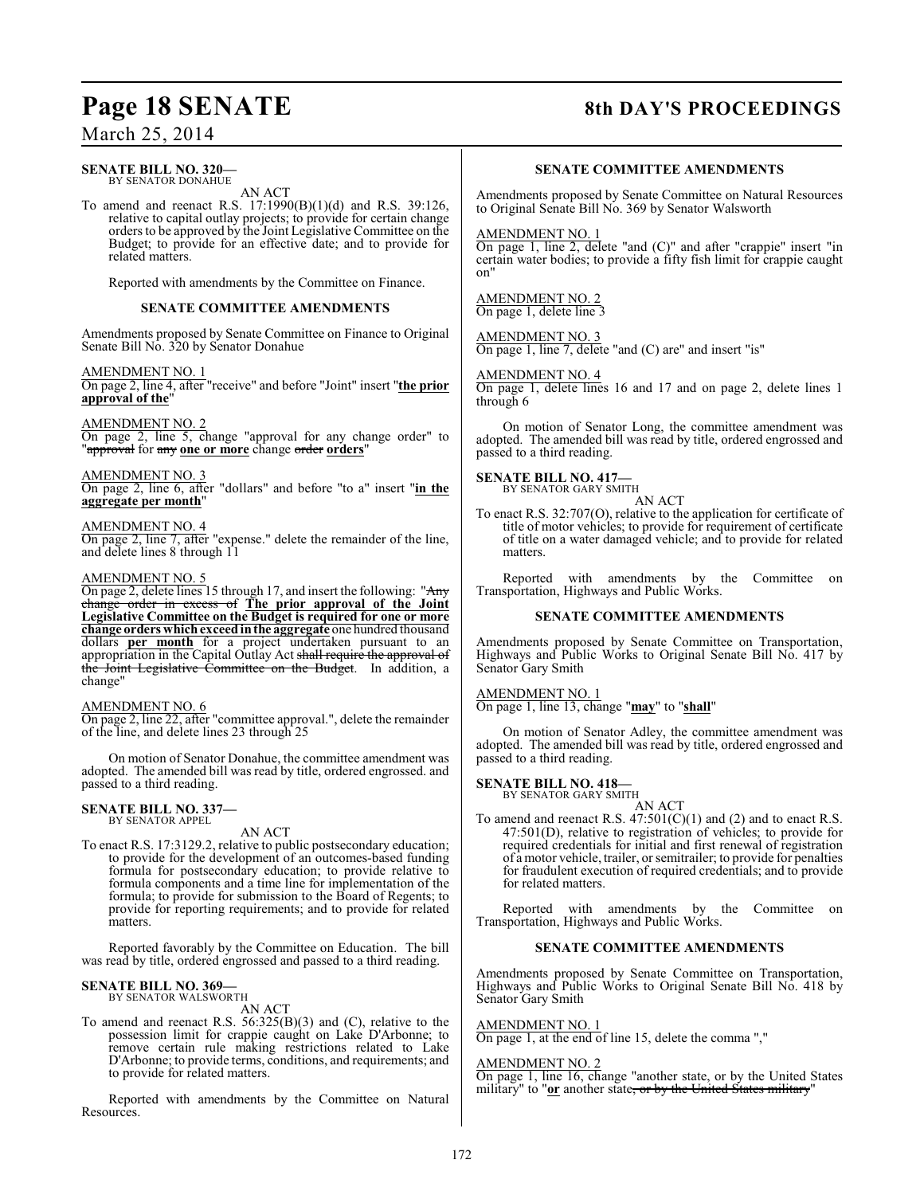**SENATE BILL NO. 320—**
BY SENATOR DONAHUE

AN ACT

To amend and reenact R.S. 17:1990(B)(1)(d) and R.S. 39:126, relative to capital outlay projects; to provide for certain change orders to be approved by the Joint Legislative Committee on the Budget; to provide for an effective date; and to provide for related matters.

Reported with amendments by the Committee on Finance.

**SENATE COMMITTEE AMENDMENTS**

Amendments proposed by Senate Committee on Finance to Original Senate Bill No. 320 by Senator Donahue

AMENDMENT NO. 1
On page 2, line 4, after "receive" and before "Joint" insert "**the prior approval of the**"

AMENDMENT NO. 2
On page 2, line 5, change "approval for any change order" to "~~approval~~ for ~~any~~ **one or more** change ~~order~~ **orders**"

AMENDMENT NO. 3
On page 2, line 6, after "dollars" and before "to a" insert "**in the aggregate per month**"

AMENDMENT NO. 4
On page 2, line 7, after "expense." delete the remainder of the line, and delete lines 8 through 11

AMENDMENT NO. 5
On page 2, delete lines 15 through 17, and insert the following: "~~Any change order in excess of~~ **The prior approval of the Joint Legislative Committee on the Budget is required for one or more change orders which exceed in the aggregate** one hundred thousand dollars **per month** for a project undertaken pursuant to an appropriation in the Capital Outlay Act ~~shall require the approval of the Joint Legislative Committee on the Budget~~. In addition, a change"

AMENDMENT NO. 6
On page 2, line 22, after "committee approval.", delete the remainder of the line, and delete lines 23 through 25

On motion of Senator Donahue, the committee amendment was adopted. The amended bill was read by title, ordered engrossed. and passed to a third reading.

**SENATE BILL NO. 337—**
BY SENATOR APPEL

AN ACT

To enact R.S. 17:3129.2, relative to public postsecondary education; to provide for the development of an outcomes-based funding formula for postsecondary education; to provide relative to formula components and a time line for implementation of the formula; to provide for submission to the Board of Regents; to provide for reporting requirements; and to provide for related matters.

Reported favorably by the Committee on Education. The bill was read by title, ordered engrossed and passed to a third reading.

**SENATE BILL NO. 369—**
BY SENATOR WALSWORTH

AN ACT

To amend and reenact R.S. 56:325(B)(3) and (C), relative to the possession limit for crappie caught on Lake D'Arbonne; to remove certain rule making restrictions related to Lake D'Arbonne; to provide terms, conditions, and requirements; and to provide for related matters.

Reported with amendments by the Committee on Natural Resources.

**SENATE COMMITTEE AMENDMENTS**

Amendments proposed by Senate Committee on Natural Resources to Original Senate Bill No. 369 by Senator Walsworth

AMENDMENT NO. 1
On page 1, line 2, delete "and (C)" and after "crappie" insert "in certain water bodies; to provide a fifty fish limit for crappie caught on"

AMENDMENT NO. 2
On page 1, delete line 3

AMENDMENT NO. 3
On page 1, line 7, delete "and (C) are" and insert "is"

AMENDMENT NO. 4
On page 1, delete lines 16 and 17 and on page 2, delete lines 1 through 6

On motion of Senator Long, the committee amendment was adopted. The amended bill was read by title, ordered engrossed and passed to a third reading.

**SENATE BILL NO. 417—**
BY SENATOR GARY SMITH

AN ACT

To enact R.S. 32:707(O), relative to the application for certificate of title of motor vehicles; to provide for requirement of certificate of title on a water damaged vehicle; and to provide for related matters.

Reported with amendments by the Committee on Transportation, Highways and Public Works.

**SENATE COMMITTEE AMENDMENTS**

Amendments proposed by Senate Committee on Transportation, Highways and Public Works to Original Senate Bill No. 417 by Senator Gary Smith

AMENDMENT NO. 1
On page 1, line 13, change "**may**" to "**shall**"

On motion of Senator Adley, the committee amendment was adopted. The amended bill was read by title, ordered engrossed and passed to a third reading.

**SENATE BILL NO. 418—**
BY SENATOR GARY SMITH

AN ACT

To amend and reenact R.S. 47:501(C)(1) and (2) and to enact R.S. 47:501(D), relative to registration of vehicles; to provide for required credentials for initial and first renewal of registration of a motor vehicle, trailer, or semitrailer; to provide for penalties for fraudulent execution of required credentials; and to provide for related matters.

Reported with amendments by the Committee on Transportation, Highways and Public Works.

**SENATE COMMITTEE AMENDMENTS**

Amendments proposed by Senate Committee on Transportation, Highways and Public Works to Original Senate Bill No. 418 by Senator Gary Smith

AMENDMENT NO. 1
On page 1, at the end of line 15, delete the comma ","

AMENDMENT NO. 2
On page 1, line 16, change "another state, or by the United States military" to "**or** another state~~, or by the United States military~~"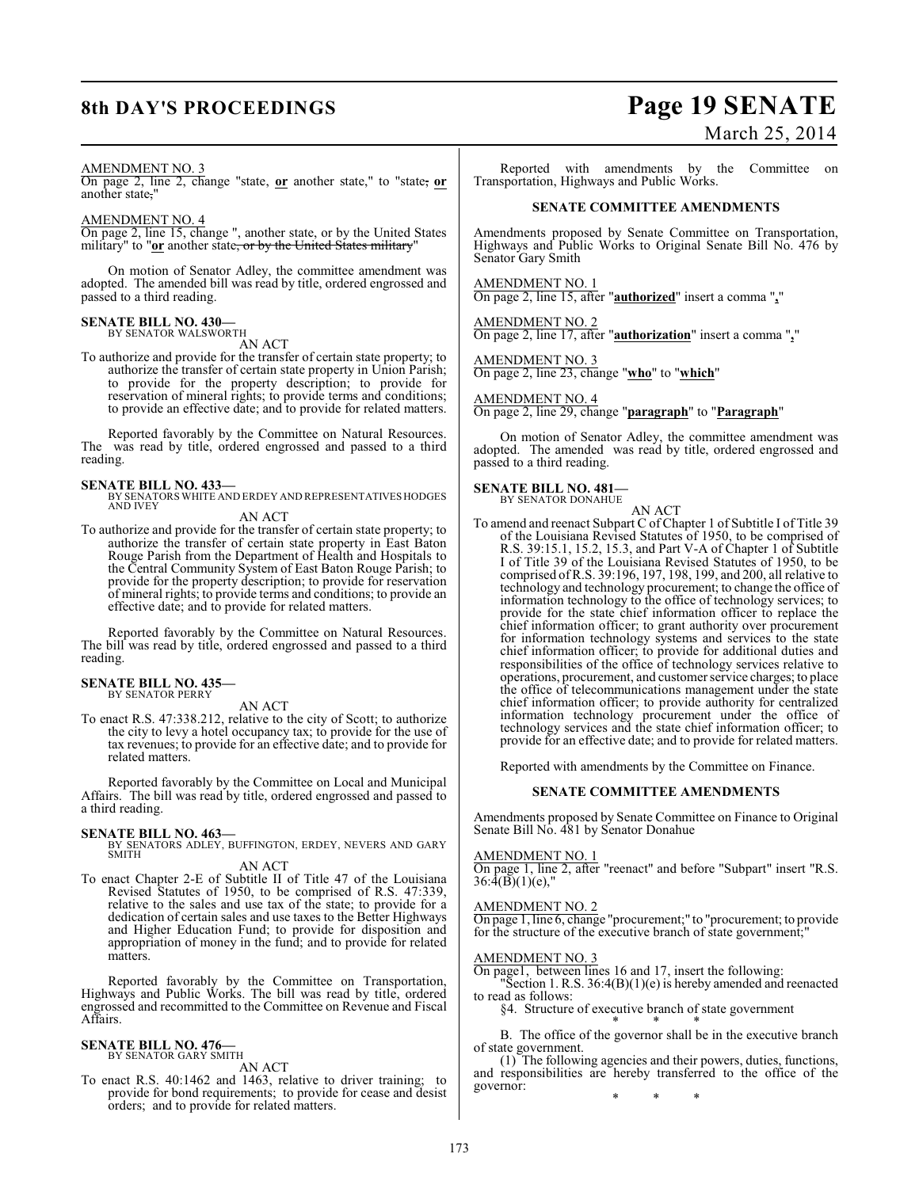AMENDMENT NO. 3

On page 2, line 2, change "state, **or** another state," to "state~~,~~ **or** another state~~,~~"

AMENDMENT NO. 4

On page 2, line 15, change ", another state, or by the United States military" to "**or** another state~~, or by the United States military~~"

On motion of Senator Adley, the committee amendment was adopted. The amended bill was read by title, ordered engrossed and passed to a third reading.

**SENATE BILL NO. 430—**
BY SENATOR WALSWORTH

AN ACT

To authorize and provide for the transfer of certain state property; to authorize the transfer of certain state property in Union Parish; to provide for the property description; to provide for reservation of mineral rights; to provide terms and conditions; to provide an effective date; and to provide for related matters.

Reported favorably by the Committee on Natural Resources. The was read by title, ordered engrossed and passed to a third reading.

**SENATE BILL NO. 433—**
BY SENATORS WHITE AND ERDEY AND REPRESENTATIVES HODGES AND IVEY

AN ACT

To authorize and provide for the transfer of certain state property; to authorize the transfer of certain state property in East Baton Rouge Parish from the Department of Health and Hospitals to the Central Community System of East Baton Rouge Parish; to provide for the property description; to provide for reservation of mineral rights; to provide terms and conditions; to provide an effective date; and to provide for related matters.

Reported favorably by the Committee on Natural Resources. The bill was read by title, ordered engrossed and passed to a third reading.

**SENATE BILL NO. 435—**
BY SENATOR PERRY

AN ACT

To enact R.S. 47:338.212, relative to the city of Scott; to authorize the city to levy a hotel occupancy tax; to provide for the use of tax revenues; to provide for an effective date; and to provide for related matters.

Reported favorably by the Committee on Local and Municipal Affairs. The bill was read by title, ordered engrossed and passed to a third reading.

**SENATE BILL NO. 463—**
BY SENATORS ADLEY, BUFFINGTON, ERDEY, NEVERS AND GARY SMITH

AN ACT

To enact Chapter 2-E of Subtitle II of Title 47 of the Louisiana Revised Statutes of 1950, to be comprised of R.S. 47:339, relative to the sales and use tax of the state; to provide for a dedication of certain sales and use taxes to the Better Highways and Higher Education Fund; to provide for disposition and appropriation of money in the fund; and to provide for related matters.

Reported favorably by the Committee on Transportation, Highways and Public Works. The bill was read by title, ordered engrossed and recommitted to the Committee on Revenue and Fiscal Affairs.

**SENATE BILL NO. 476—**
BY SENATOR GARY SMITH

AN ACT

To enact R.S. 40:1462 and 1463, relative to driver training; to provide for bond requirements; to provide for cease and desist orders; and to provide for related matters.

Reported with amendments by the Committee on Transportation, Highways and Public Works.

**SENATE COMMITTEE AMENDMENTS**

Amendments proposed by Senate Committee on Transportation, Highways and Public Works to Original Senate Bill No. 476 by Senator Gary Smith

AMENDMENT NO. 1

On page 2, line 15, after "**authorized**" insert a comma "**,**"

AMENDMENT NO. 2

On page 2, line 17, after "**authorization**" insert a comma "**,**"

AMENDMENT NO. 3

On page 2, line 23, change "**who**" to "**which**"

AMENDMENT NO. 4

On page 2, line 29, change "**paragraph**" to "**Paragraph**"

On motion of Senator Adley, the committee amendment was adopted. The amended was read by title, ordered engrossed and passed to a third reading.

**SENATE BILL NO. 481—**
BY SENATOR DONAHUE

AN ACT

To amend and reenact Subpart C of Chapter 1 of Subtitle I of Title 39 of the Louisiana Revised Statutes of 1950, to be comprised of R.S. 39:15.1, 15.2, 15.3, and Part V-A of Chapter 1 of Subtitle I of Title 39 of the Louisiana Revised Statutes of 1950, to be comprised of R.S. 39:196, 197, 198, 199, and 200, all relative to technology and technology procurement; to change the office of information technology to the office of technology services; to provide for the state chief information officer to replace the chief information officer; to grant authority over procurement for information technology systems and services to the state chief information officer; to provide for additional duties and responsibilities of the office of technology services relative to operations, procurement, and customer service charges; to place the office of telecommunications management under the state chief information officer; to provide authority for centralized information technology procurement under the office of technology services and the state chief information officer; to provide for an effective date; and to provide for related matters.

Reported with amendments by the Committee on Finance.

**SENATE COMMITTEE AMENDMENTS**

Amendments proposed by Senate Committee on Finance to Original Senate Bill No. 481 by Senator Donahue

AMENDMENT NO. 1

On page 1, line 2, after "reenact" and before "Subpart" insert "R.S. 36:4(B)(1)(e),"

AMENDMENT NO. 2

On page 1, line 6, change "procurement;" to "procurement; to provide for the structure of the executive branch of state government;"

AMENDMENT NO. 3

On page1, between lines 16 and 17, insert the following:

"Section 1. R.S. 36:4(B)(1)(e) is hereby amended and reenacted to read as follows:

§4. Structure of executive branch of state government

\* \* \*

B. The office of the governor shall be in the executive branch of state government.

(1) The following agencies and their powers, duties, functions, and responsibilities are hereby transferred to the office of the governor:

\* \* \*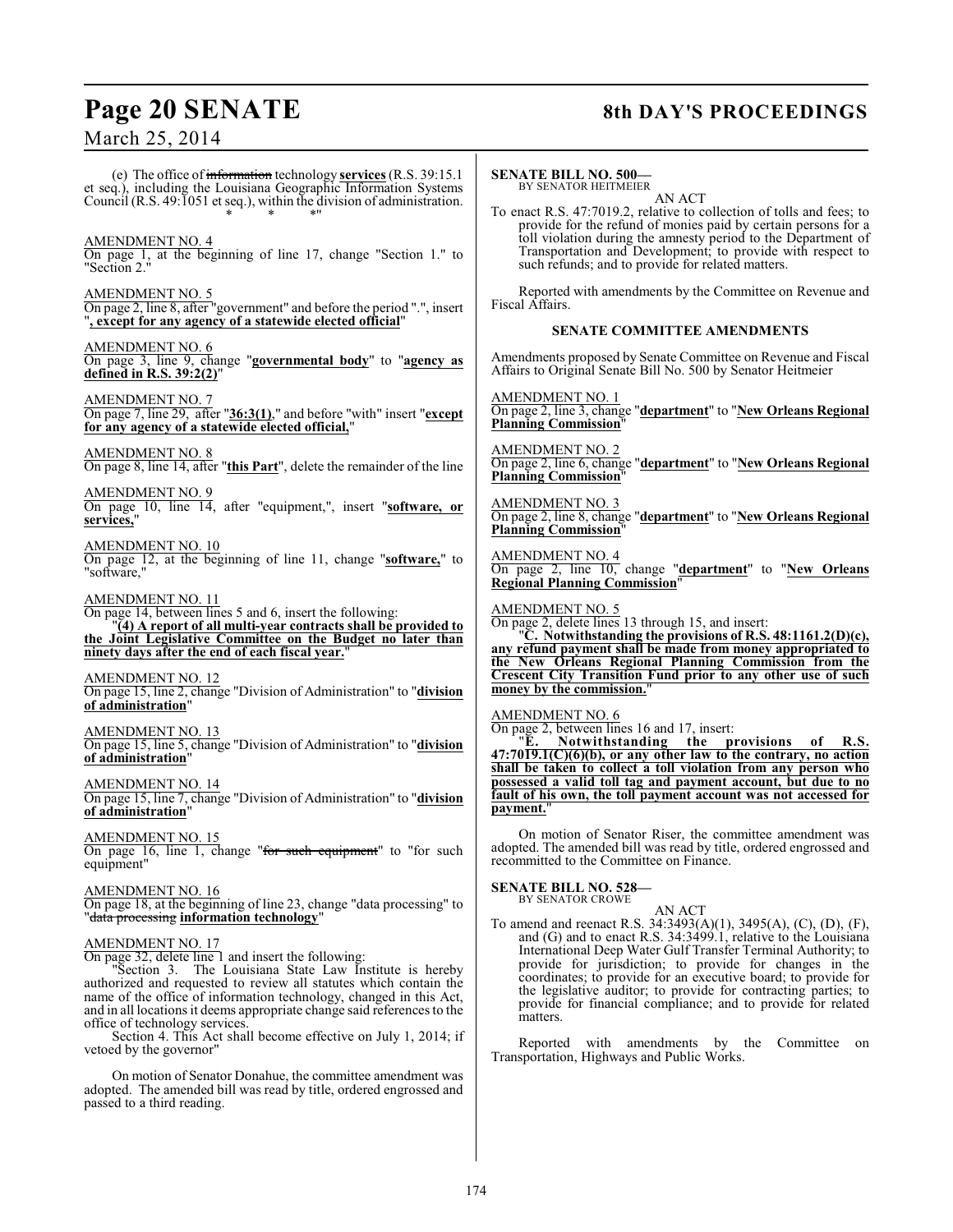(e) The office of ~~information~~ technology **services** (R.S. 39:15.1 et seq.), including the Louisiana Geographic Information Systems Council (R.S. 49:1051 et seq.), within the division of administration.

\* \* \*"

AMENDMENT NO. 4
On page 1, at the beginning of line 17, change "Section 1." to "Section 2."

AMENDMENT NO. 5
On page 2, line 8, after "government" and before the period ".", insert "**, except for any agency of a statewide elected official**"

AMENDMENT NO. 6
On page 3, line 9, change "**governmental body**" to "**agency as defined in R.S. 39:2(2)**"

AMENDMENT NO. 7
On page 7, line 29, after "**36:3(1)**," and before "with" insert "**except for any agency of a statewide elected official,**"

AMENDMENT NO. 8
On page 8, line 14, after "**this Part**", delete the remainder of the line

AMENDMENT NO. 9
On page 10, line 14, after "equipment,", insert "**software, or services,**"

AMENDMENT NO. 10
On page 12, at the beginning of line 11, change "**software,**" to "software,"

AMENDMENT NO. 11
On page 14, between lines 5 and 6, insert the following:

"**(4) A report of all multi-year contracts shall be provided to the Joint Legislative Committee on the Budget no later than ninety days after the end of each fiscal year.**"

AMENDMENT NO. 12
On page 15, line 2, change "Division of Administration" to "**division of administration**"

AMENDMENT NO. 13
On page 15, line 5, change "Division of Administration" to "**division of administration**"

AMENDMENT NO. 14
On page 15, line 7, change "Division of Administration" to "**division of administration**"

AMENDMENT NO. 15
On page 16, line 1, change "~~for such equipment~~" to "for such equipment"

AMENDMENT NO. 16
On page 18, at the beginning of line 23, change "data processing" to "~~data processing~~ **information technology**"

AMENDMENT NO. 17
On page 32, delete line 1 and insert the following:

"Section 3. The Louisiana State Law Institute is hereby authorized and requested to review all statutes which contain the name of the office of information technology, changed in this Act, and in all locations it deems appropriate change said references to the office of technology services.

Section 4. This Act shall become effective on July 1, 2014; if vetoed by the governor"

On motion of Senator Donahue, the committee amendment was adopted. The amended bill was read by title, ordered engrossed and passed to a third reading.

**SENATE BILL NO. 500—**
BY SENATOR HEITMEIER

AN ACT

To enact R.S. 47:7019.2, relative to collection of tolls and fees; to provide for the refund of monies paid by certain persons for a toll violation during the amnesty period to the Department of Transportation and Development; to provide with respect to such refunds; and to provide for related matters.

Reported with amendments by the Committee on Revenue and Fiscal Affairs.

**SENATE COMMITTEE AMENDMENTS**

Amendments proposed by Senate Committee on Revenue and Fiscal Affairs to Original Senate Bill No. 500 by Senator Heitmeier

AMENDMENT NO. 1
On page 2, line 3, change "**department**" to "**New Orleans Regional Planning Commission**"

AMENDMENT NO. 2
On page 2, line 6, change "**department**" to "**New Orleans Regional Planning Commission**"

AMENDMENT NO. 3
On page 2, line 8, change "**department**" to "**New Orleans Regional Planning Commission**"

AMENDMENT NO. 4
On page 2, line 10, change "**department**" to "**New Orleans Regional Planning Commission**"

AMENDMENT NO. 5
On page 2, delete lines 13 through 15, and insert:

"**C. Notwithstanding the provisions of R.S. 48:1161.2(D)(c), any refund payment shall be made from money appropriated to the New Orleans Regional Planning Commission from the Crescent City Transition Fund prior to any other use of such money by the commission.**"

AMENDMENT NO. 6
On page 2, between lines 16 and 17, insert:

"**E. Notwithstanding the provisions of R.S. 47:7019.1(C)(6)(b), or any other law to the contrary, no action shall be taken to collect a toll violation from any person who possessed a valid toll tag and payment account, but due to no fault of his own, the toll payment account was not accessed for payment.**"

On motion of Senator Riser, the committee amendment was adopted. The amended bill was read by title, ordered engrossed and recommitted to the Committee on Finance.

**SENATE BILL NO. 528—**
BY SENATOR CROWE

AN ACT

To amend and reenact R.S. 34:3493(A)(1), 3495(A), (C), (D), (F), and (G) and to enact R.S. 34:3499.1, relative to the Louisiana International Deep Water Gulf Transfer Terminal Authority; to provide for jurisdiction; to provide for changes in the coordinates; to provide for an executive board; to provide for the legislative auditor; to provide for contracting parties; to provide for financial compliance; and to provide for related matters.

Reported with amendments by the Committee on Transportation, Highways and Public Works.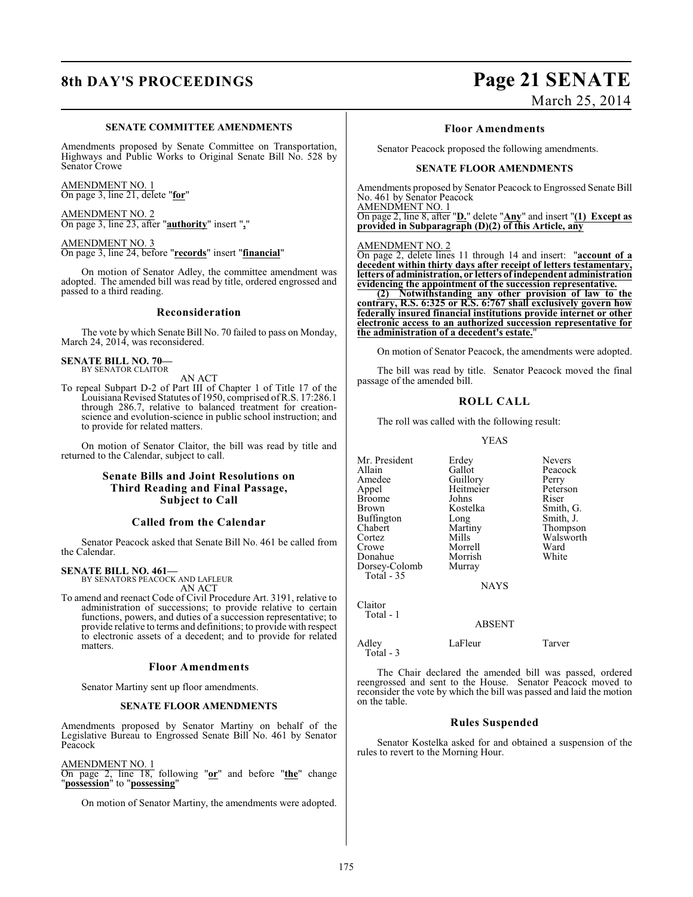### SENATE COMMITTEE AMENDMENTS

Amendments proposed by Senate Committee on Transportation, Highways and Public Works to Original Senate Bill No. 528 by Senator Crowe

AMENDMENT NO. 1
On page 3, line 21, delete "**for**"

AMENDMENT NO. 2
On page 3, line 23, after "**authority**" insert "**,**"

AMENDMENT NO. 3
On page 3, line 24, before "**records**" insert "**financial**"

On motion of Senator Adley, the committee amendment was adopted. The amended bill was read by title, ordered engrossed and passed to a third reading.

## Reconsideration

The vote by which Senate Bill No. 70 failed to pass on Monday, March 24, 2014, was reconsidered.

**SENATE BILL NO. 70—**
BY SENATOR CLAITOR

AN ACT

To repeal Subpart D-2 of Part III of Chapter 1 of Title 17 of the Louisiana Revised Statutes of 1950, comprised of R.S. 17:286.1 through 286.7, relative to balanced treatment for creation-science and evolution-science in public school instruction; and to provide for related matters.

On motion of Senator Claitor, the bill was read by title and returned to the Calendar, subject to call.

## Senate Bills and Joint Resolutions on Third Reading and Final Passage, Subject to Call

## Called from the Calendar

Senator Peacock asked that Senate Bill No. 461 be called from the Calendar.

**SENATE BILL NO. 461—**
BY SENATORS PEACOCK AND LAFLEUR

AN ACT

To amend and reenact Code of Civil Procedure Art. 3191, relative to administration of successions; to provide relative to certain functions, powers, and duties of a succession representative; to provide relative to terms and definitions; to provide with respect to electronic assets of a decedent; and to provide for related matters.

## Floor Amendments

Senator Martiny sent up floor amendments.

### SENATE FLOOR AMENDMENTS

Amendments proposed by Senator Martiny on behalf of the Legislative Bureau to Engrossed Senate Bill No. 461 by Senator Peacock

AMENDMENT NO. 1
On page 2, line 18, following "**or**" and before "**the**" change "**possession**" to "**possessing**"

On motion of Senator Martiny, the amendments were adopted.

## Floor Amendments

Senator Peacock proposed the following amendments.

### SENATE FLOOR AMENDMENTS

Amendments proposed by Senator Peacock to Engrossed Senate Bill No. 461 by Senator Peacock

AMENDMENT NO. 1
On page 2, line 8, after "**D.**" delete "**Any**" and insert "**(1) Except as provided in Subparagraph (D)(2) of this Article, any**"

AMENDMENT NO. 2
On page 2, delete lines 11 through 14 and insert: "**account of a decedent within thirty days after receipt of letters testamentary, letters of administration, or letters of independent administration evidencing the appointment of the succession representative.**

**(2) Notwithstanding any other provision of law to the contrary, R.S. 6:325 or R.S. 6:767 shall exclusively govern how federally insured financial institutions provide internet or other electronic access to an authorized succession representative for the administration of a decedent's estate.**"

On motion of Senator Peacock, the amendments were adopted.

The bill was read by title. Senator Peacock moved the final passage of the amended bill.

## ROLL CALL

The roll was called with the following result:

YEAS

| | | |
|---|---|---|
| Mr. President | Erdey | Nevers |
| Allain | Gallot | Peacock |
| Amedee | Guillory | Perry |
| Appel | Heitmeier | Peterson |
| Broome | Johns | Riser |
| Brown | Kostelka | Smith, G. |
| Buffington | Long | Smith, J. |
| Chabert | Martiny | Thompson |
| Cortez | Mills | Walsworth |
| Crowe | Morrell | Ward |
| Donahue | Morrish | White |
| Dorsey-Colomb | Murray | |

Total - 35

NAYS

Claitor
Total - 1

ABSENT

| | | |
|---|---|---|
| Adley | LaFleur | Tarver |

Total - 3

The Chair declared the amended bill was passed, ordered reengrossed and sent to the House. Senator Peacock moved to reconsider the vote by which the bill was passed and laid the motion on the table.

## Rules Suspended

Senator Kostelka asked for and obtained a suspension of the rules to revert to the Morning Hour.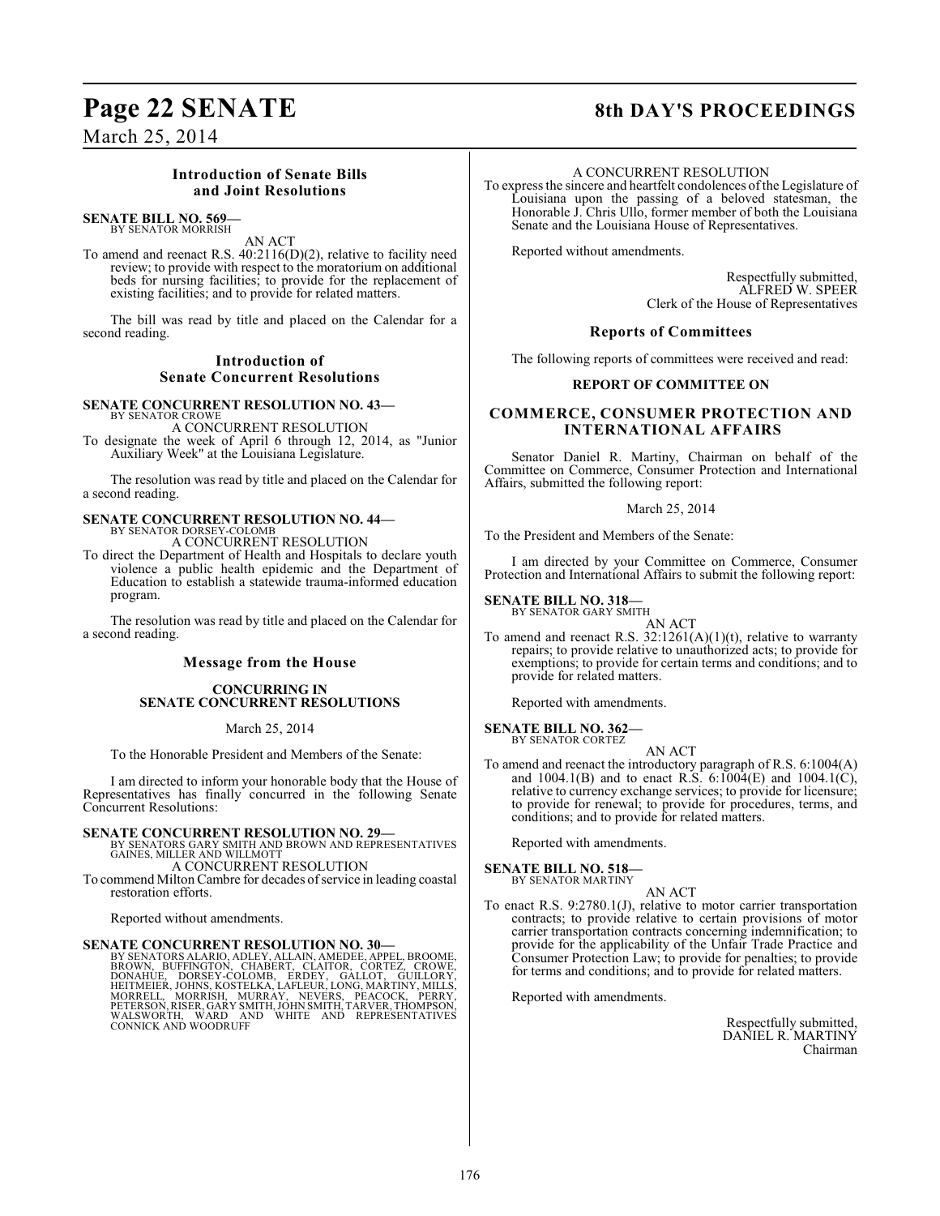## Introduction of Senate Bills and Joint Resolutions

**SENATE BILL NO. 569—**
BY SENATOR MORRISH

AN ACT

To amend and reenact R.S. 40:2116(D)(2), relative to facility need review; to provide with respect to the moratorium on additional beds for nursing facilities; to provide for the replacement of existing facilities; and to provide for related matters.

The bill was read by title and placed on the Calendar for a second reading.

## Introduction of Senate Concurrent Resolutions

**SENATE CONCURRENT RESOLUTION NO. 43—**
BY SENATOR CROWE

A CONCURRENT RESOLUTION

To designate the week of April 6 through 12, 2014, as "Junior Auxiliary Week" at the Louisiana Legislature.

The resolution was read by title and placed on the Calendar for a second reading.

**SENATE CONCURRENT RESOLUTION NO. 44—**
BY SENATOR DORSEY-COLOMB

A CONCURRENT RESOLUTION

To direct the Department of Health and Hospitals to declare youth violence a public health epidemic and the Department of Education to establish a statewide trauma-informed education program.

The resolution was read by title and placed on the Calendar for a second reading.

## Message from the House

### CONCURRING IN SENATE CONCURRENT RESOLUTIONS

March 25, 2014

To the Honorable President and Members of the Senate:

I am directed to inform your honorable body that the House of Representatives has finally concurred in the following Senate Concurrent Resolutions:

**SENATE CONCURRENT RESOLUTION NO. 29—**
BY SENATORS GARY SMITH AND BROWN AND REPRESENTATIVES GAINES, MILLER AND WILLMOTT

A CONCURRENT RESOLUTION

To commend Milton Cambre for decades of service in leading coastal restoration efforts.

Reported without amendments.

**SENATE CONCURRENT RESOLUTION NO. 30—**
BY SENATORS ALARIO, ADLEY, ALLAIN, AMEDEE, APPEL, BROOME, BROWN, BUFFINGTON, CHABERT, CLAITOR, CORTEZ, CROWE, DONAHUE, DORSEY-COLOMB, ERDEY, GALLOT, GUILLORY, HEITMEIER, JOHNS, KOSTELKA, LAFLEUR, LONG, MARTINY, MILLS, MORRELL, MORRISH, MURRAY, NEVERS, PEACOCK, PERRY, PETERSON, RISER, GARY SMITH, JOHN SMITH, TARVER, THOMPSON, WALSWORTH, WARD AND WHITE AND REPRESENTATIVES CONNICK AND WOODRUFF

A CONCURRENT RESOLUTION

To express the sincere and heartfelt condolences of the Legislature of Louisiana upon the passing of a beloved statesman, the Honorable J. Chris Ullo, former member of both the Louisiana Senate and the Louisiana House of Representatives.

Reported without amendments.

Respectfully submitted,
ALFRED W. SPEER
Clerk of the House of Representatives

## Reports of Committees

The following reports of committees were received and read:

### REPORT OF COMMITTEE ON

### COMMERCE, CONSUMER PROTECTION AND INTERNATIONAL AFFAIRS

Senator Daniel R. Martiny, Chairman on behalf of the Committee on Commerce, Consumer Protection and International Affairs, submitted the following report:

March 25, 2014

To the President and Members of the Senate:

I am directed by your Committee on Commerce, Consumer Protection and International Affairs to submit the following report:

**SENATE BILL NO. 318—**
BY SENATOR GARY SMITH

AN ACT

To amend and reenact R.S. 32:1261(A)(1)(t), relative to warranty repairs; to provide relative to unauthorized acts; to provide for exemptions; to provide for certain terms and conditions; and to provide for related matters.

Reported with amendments.

**SENATE BILL NO. 362—**
BY SENATOR CORTEZ

AN ACT

To amend and reenact the introductory paragraph of R.S. 6:1004(A) and 1004.1(B) and to enact R.S. 6:1004(E) and 1004.1(C), relative to currency exchange services; to provide for licensure; to provide for renewal; to provide for procedures, terms, and conditions; and to provide for related matters.

Reported with amendments.

**SENATE BILL NO. 518—**
BY SENATOR MARTINY

AN ACT

To enact R.S. 9:2780.1(J), relative to motor carrier transportation contracts; to provide relative to certain provisions of motor carrier transportation contracts concerning indemnification; to provide for the applicability of the Unfair Trade Practice and Consumer Protection Law; to provide for penalties; to provide for terms and conditions; and to provide for related matters.

Reported with amendments.

Respectfully submitted,
DANIEL R. MARTINY
Chairman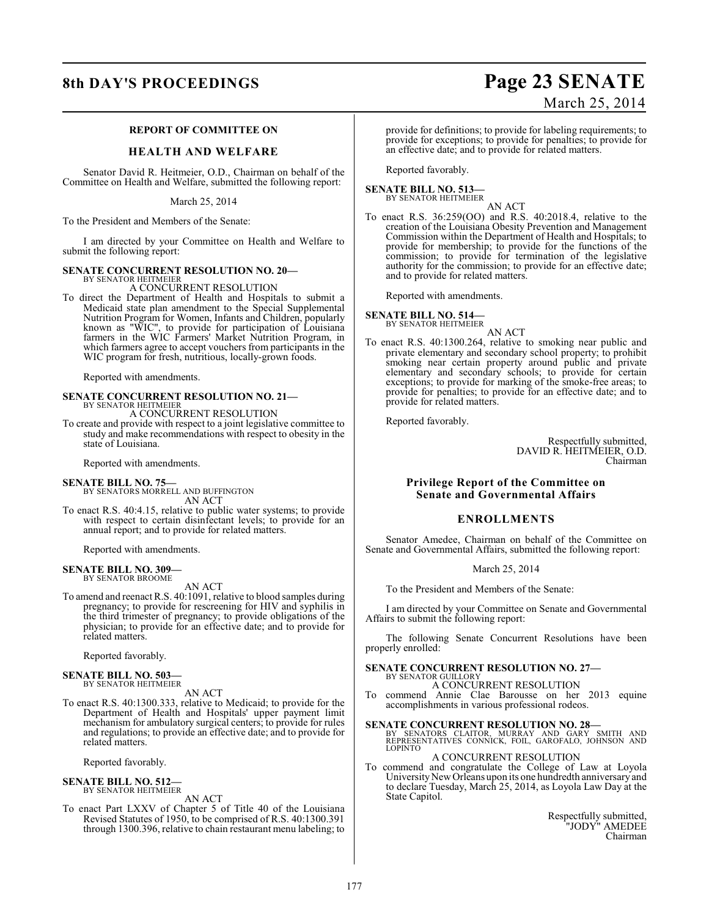### REPORT OF COMMITTEE ON

## HEALTH AND WELFARE

Senator David R. Heitmeier, O.D., Chairman on behalf of the Committee on Health and Welfare, submitted the following report:

March 25, 2014

To the President and Members of the Senate:

I am directed by your Committee on Health and Welfare to submit the following report:

**SENATE CONCURRENT RESOLUTION NO. 20—**
BY SENATOR HEITMEIER

A CONCURRENT RESOLUTION

To direct the Department of Health and Hospitals to submit a Medicaid state plan amendment to the Special Supplemental Nutrition Program for Women, Infants and Children, popularly known as "WIC", to provide for participation of Louisiana farmers in the WIC Farmers' Market Nutrition Program, in which farmers agree to accept vouchers from participants in the WIC program for fresh, nutritious, locally-grown foods.

Reported with amendments.

**SENATE CONCURRENT RESOLUTION NO. 21—**
BY SENATOR HEITMEIER

A CONCURRENT RESOLUTION

To create and provide with respect to a joint legislative committee to study and make recommendations with respect to obesity in the state of Louisiana.

Reported with amendments.

**SENATE BILL NO. 75—**
BY SENATORS MORRELL AND BUFFINGTON

AN ACT

To enact R.S. 40:4.15, relative to public water systems; to provide with respect to certain disinfectant levels; to provide for an annual report; and to provide for related matters.

Reported with amendments.

**SENATE BILL NO. 309—**
BY SENATOR BROOME

AN ACT

To amend and reenact R.S. 40:1091, relative to blood samples during pregnancy; to provide for rescreening for HIV and syphilis in the third trimester of pregnancy; to provide obligations of the physician; to provide for an effective date; and to provide for related matters.

Reported favorably.

**SENATE BILL NO. 503—**
BY SENATOR HEITMEIER

AN ACT

To enact R.S. 40:1300.333, relative to Medicaid; to provide for the Department of Health and Hospitals' upper payment limit mechanism for ambulatory surgical centers; to provide for rules and regulations; to provide an effective date; and to provide for related matters.

Reported favorably.

**SENATE BILL NO. 512—**
BY SENATOR HEITMEIER

AN ACT

To enact Part LXXV of Chapter 5 of Title 40 of the Louisiana Revised Statutes of 1950, to be comprised of R.S. 40:1300.391 through 1300.396, relative to chain restaurant menu labeling; to provide for definitions; to provide for labeling requirements; to provide for exceptions; to provide for penalties; to provide for an effective date; and to provide for related matters.

Reported favorably.

**SENATE BILL NO. 513—**
BY SENATOR HEITMEIER

AN ACT

To enact R.S. 36:259(OO) and R.S. 40:2018.4, relative to the creation of the Louisiana Obesity Prevention and Management Commission within the Department of Health and Hospitals; to provide for membership; to provide for the functions of the commission; to provide for termination of the legislative authority for the commission; to provide for an effective date; and to provide for related matters.

Reported with amendments.

**SENATE BILL NO. 514—**
BY SENATOR HEITMEIER

AN ACT

To enact R.S. 40:1300.264, relative to smoking near public and private elementary and secondary school property; to prohibit smoking near certain property around public and private elementary and secondary schools; to provide for certain exceptions; to provide for marking of the smoke-free areas; to provide for penalties; to provide for an effective date; and to provide for related matters.

Reported favorably.

Respectfully submitted,
DAVID R. HEITMEIER, O.D.
Chairman

### Privilege Report of the Committee on Senate and Governmental Affairs

## ENROLLMENTS

Senator Amedee, Chairman on behalf of the Committee on Senate and Governmental Affairs, submitted the following report:

March 25, 2014

To the President and Members of the Senate:

I am directed by your Committee on Senate and Governmental Affairs to submit the following report:

The following Senate Concurrent Resolutions have been properly enrolled:

**SENATE CONCURRENT RESOLUTION NO. 27—**
BY SENATOR GUILLORY

A CONCURRENT RESOLUTION

To commend Annie Clae Barousse on her 2013 equine accomplishments in various professional rodeos.

**SENATE CONCURRENT RESOLUTION NO. 28—**
BY SENATORS CLAITOR, MURRAY AND GARY SMITH AND REPRESENTATIVES CONNICK, FOIL, GAROFALO, JOHNSON AND LOPINTO

A CONCURRENT RESOLUTION

To commend and congratulate the College of Law at Loyola University New Orleans upon its one hundredth anniversary and to declare Tuesday, March 25, 2014, as Loyola Law Day at the State Capitol.

Respectfully submitted,
"JODY" AMEDEE
Chairman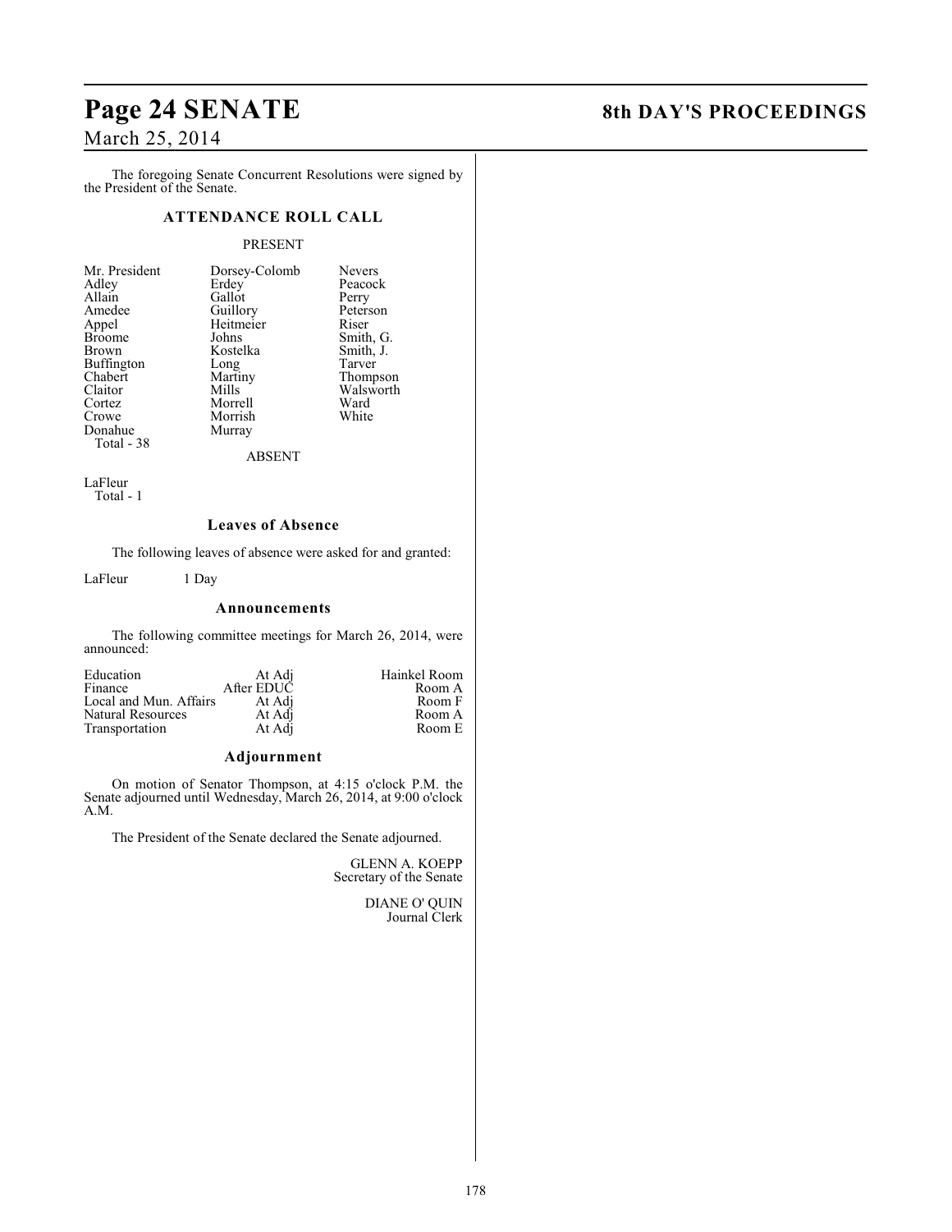The foregoing Senate Concurrent Resolutions were signed by the President of the Senate.

## ATTENDANCE ROLL CALL

PRESENT

| | | |
|---|---|---|
| Mr. President | Dorsey-Colomb | Nevers |
| Adley | Erdey | Peacock |
| Allain | Gallot | Perry |
| Amedee | Guillory | Peterson |
| Appel | Heitmeier | Riser |
| Broome | Johns | Smith, G. |
| Brown | Kostelka | Smith, J. |
| Buffington | Long | Tarver |
| Chabert | Martiny | Thompson |
| Claitor | Mills | Walsworth |
| Cortez | Morrell | Ward |
| Crowe | Morrish | White |
| Donahue | Murray | |

Total - 38

ABSENT

LaFleur

Total - 1

### Leaves of Absence

The following leaves of absence were asked for and granted:

LaFleur 1 Day

### Announcements

The following committee meetings for March 26, 2014, were announced:

| | | |
|---|---|---|
| Education | At Adj | Hainkel Room |
| Finance | After EDUC | Room A |
| Local and Mun. Affairs | At Adj | Room F |
| Natural Resources | At Adj | Room A |
| Transportation | At Adj | Room E |

### Adjournment

On motion of Senator Thompson, at 4:15 o'clock P.M. the Senate adjourned until Wednesday, March 26, 2014, at 9:00 o'clock A.M.

The President of the Senate declared the Senate adjourned.

GLENN A. KOEPP
Secretary of the Senate

DIANE O' QUIN
Journal Clerk